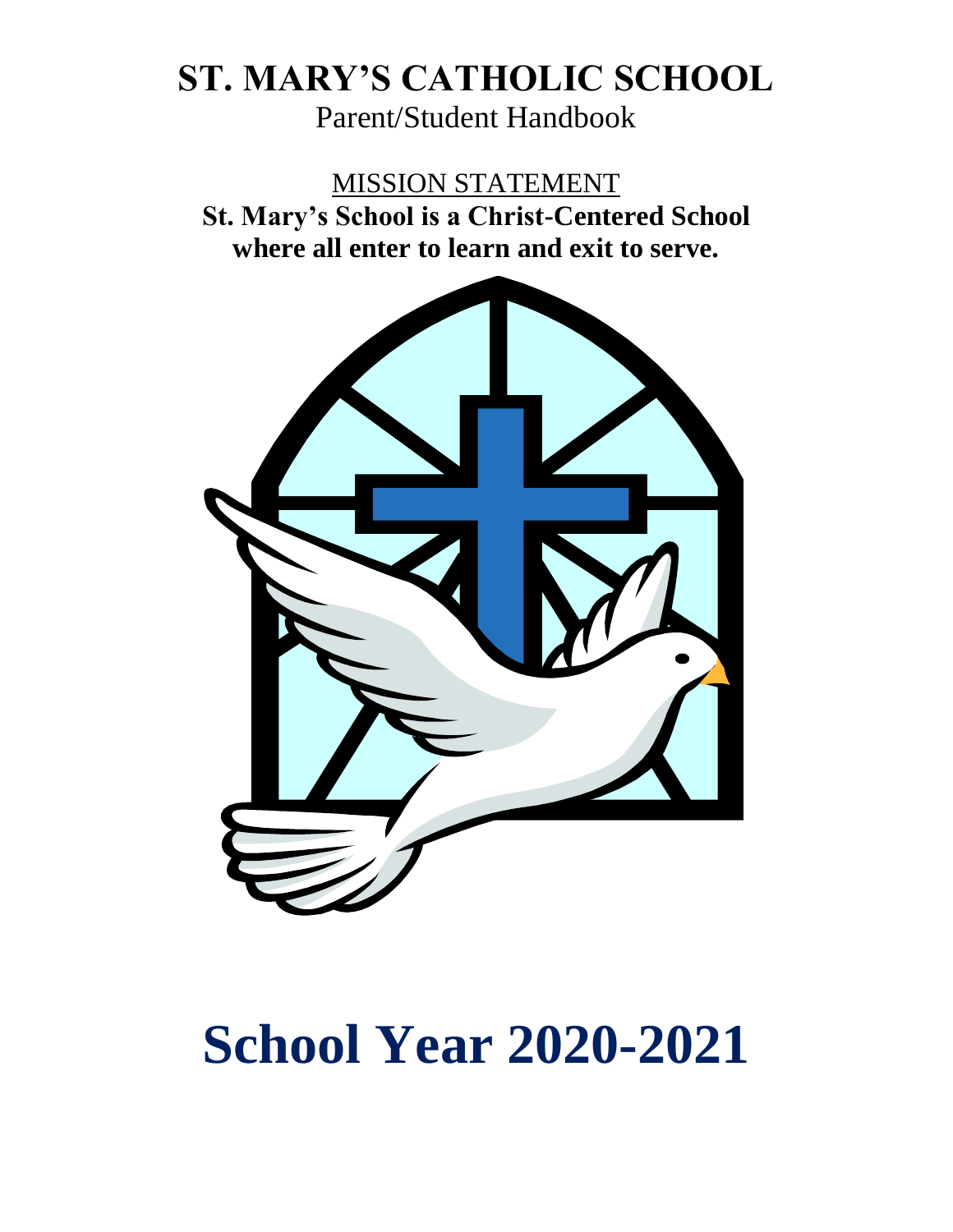# ST. MARY'S CATHOLIC SCHOOL

Parent/Student Handbook

MISSION STATEMENT

**St. Mary's School is a Christ-Centered School where all enter to learn and exit to serve.**

# School Year 2020-2021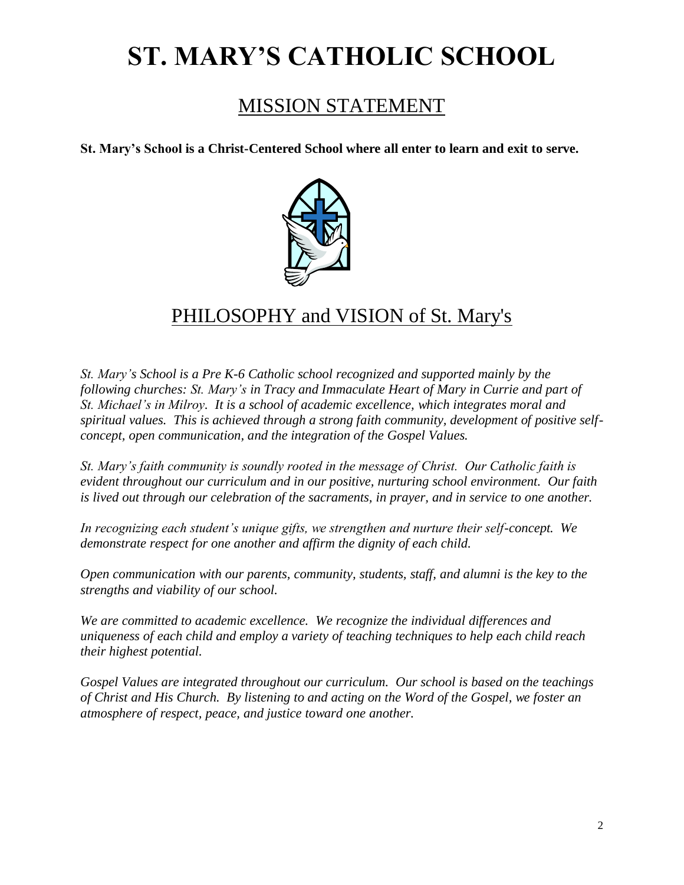# ST. MARY'S CATHOLIC SCHOOL

## MISSION STATEMENT

**St. Mary's School is a Christ-Centered School where all enter to learn and exit to serve.**

## PHILOSOPHY and VISION of St. Mary's

*St. Mary's School is a Pre K-6 Catholic school recognized and supported mainly by the following churches: St. Mary's in Tracy and Immaculate Heart of Mary in Currie and part of St. Michael's in Milroy. It is a school of academic excellence, which integrates moral and spiritual values. This is achieved through a strong faith community, development of positive self-concept, open communication, and the integration of the Gospel Values.*

*St. Mary's faith community is soundly rooted in the message of Christ. Our Catholic faith is evident throughout our curriculum and in our positive, nurturing school environment. Our faith is lived out through our celebration of the sacraments, in prayer, and in service to one another.*

*In recognizing each student's unique gifts, we strengthen and nurture their self-concept. We demonstrate respect for one another and affirm the dignity of each child.*

*Open communication with our parents, community, students, staff, and alumni is the key to the strengths and viability of our school.*

*We are committed to academic excellence. We recognize the individual differences and uniqueness of each child and employ a variety of teaching techniques to help each child reach their highest potential.*

*Gospel Values are integrated throughout our curriculum. Our school is based on the teachings of Christ and His Church. By listening to and acting on the Word of the Gospel, we foster an atmosphere of respect, peace, and justice toward one another.*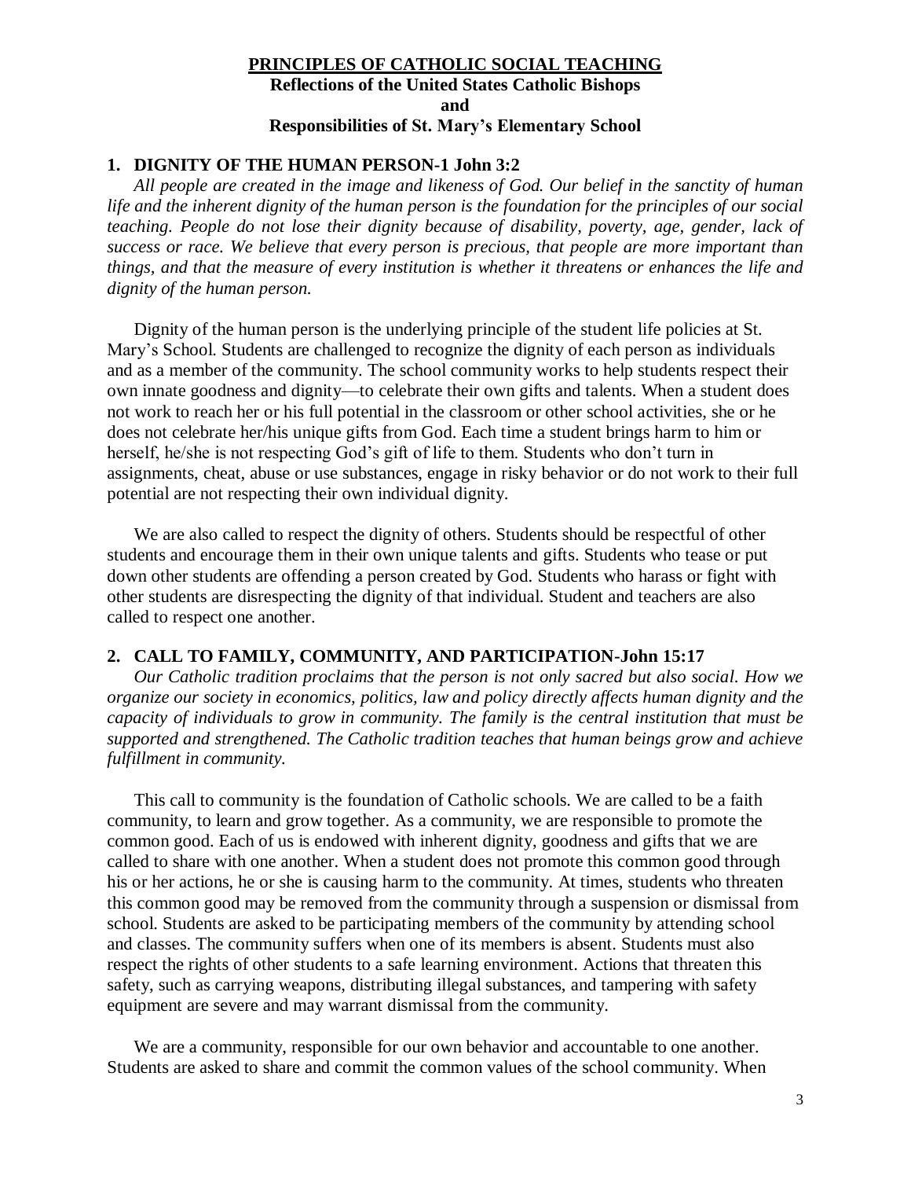**PRINCIPLES OF CATHOLIC SOCIAL TEACHING**

**Reflections of the United States Catholic Bishops**

**and**

**Responsibilities of St. Mary's Elementary School**

## 1. DIGNITY OF THE HUMAN PERSON-1 John 3:2

*All people are created in the image and likeness of God. Our belief in the sanctity of human life and the inherent dignity of the human person is the foundation for the principles of our social teaching. People do not lose their dignity because of disability, poverty, age, gender, lack of success or race. We believe that every person is precious, that people are more important than things, and that the measure of every institution is whether it threatens or enhances the life and dignity of the human person.*

Dignity of the human person is the underlying principle of the student life policies at St. Mary's School. Students are challenged to recognize the dignity of each person as individuals and as a member of the community. The school community works to help students respect their own innate goodness and dignity—to celebrate their own gifts and talents. When a student does not work to reach her or his full potential in the classroom or other school activities, she or he does not celebrate her/his unique gifts from God. Each time a student brings harm to him or herself, he/she is not respecting God's gift of life to them. Students who don't turn in assignments, cheat, abuse or use substances, engage in risky behavior or do not work to their full potential are not respecting their own individual dignity.

We are also called to respect the dignity of others. Students should be respectful of other students and encourage them in their own unique talents and gifts. Students who tease or put down other students are offending a person created by God. Students who harass or fight with other students are disrespecting the dignity of that individual. Student and teachers are also called to respect one another.

## 2. CALL TO FAMILY, COMMUNITY, AND PARTICIPATION-John 15:17

*Our Catholic tradition proclaims that the person is not only sacred but also social. How we organize our society in economics, politics, law and policy directly affects human dignity and the capacity of individuals to grow in community. The family is the central institution that must be supported and strengthened. The Catholic tradition teaches that human beings grow and achieve fulfillment in community.*

This call to community is the foundation of Catholic schools. We are called to be a faith community, to learn and grow together. As a community, we are responsible to promote the common good. Each of us is endowed with inherent dignity, goodness and gifts that we are called to share with one another. When a student does not promote this common good through his or her actions, he or she is causing harm to the community. At times, students who threaten this common good may be removed from the community through a suspension or dismissal from school. Students are asked to be participating members of the community by attending school and classes. The community suffers when one of its members is absent. Students must also respect the rights of other students to a safe learning environment. Actions that threaten this safety, such as carrying weapons, distributing illegal substances, and tampering with safety equipment are severe and may warrant dismissal from the community.

We are a community, responsible for our own behavior and accountable to one another. Students are asked to share and commit the common values of the school community. When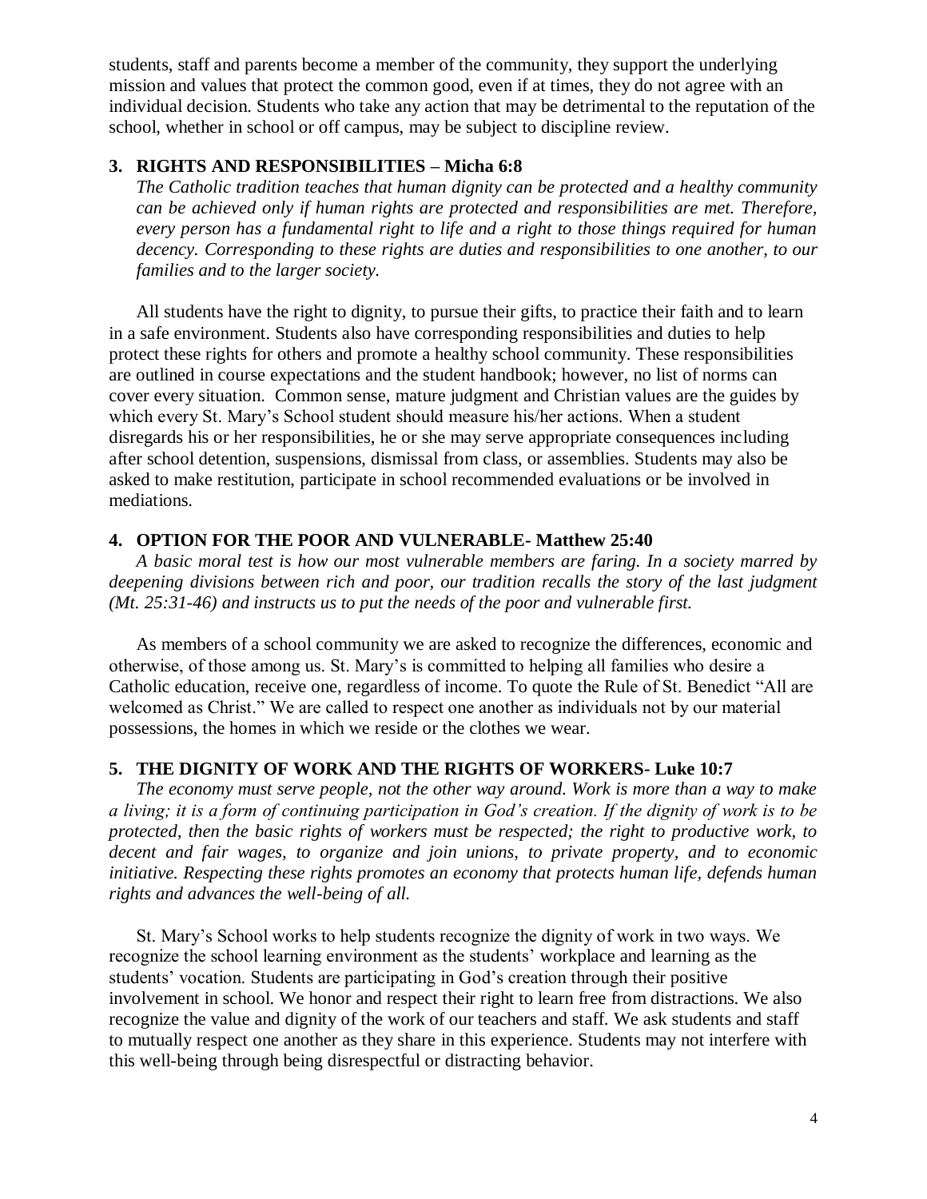students, staff and parents become a member of the community, they support the underlying mission and values that protect the common good, even if at times, they do not agree with an individual decision. Students who take any action that may be detrimental to the reputation of the school, whether in school or off campus, may be subject to discipline review.

### 3. RIGHTS AND RESPONSIBILITIES – Micha 6:8

*The Catholic tradition teaches that human dignity can be protected and a healthy community can be achieved only if human rights are protected and responsibilities are met. Therefore, every person has a fundamental right to life and a right to those things required for human decency. Corresponding to these rights are duties and responsibilities to one another, to our families and to the larger society.*

All students have the right to dignity, to pursue their gifts, to practice their faith and to learn in a safe environment. Students also have corresponding responsibilities and duties to help protect these rights for others and promote a healthy school community. These responsibilities are outlined in course expectations and the student handbook; however, no list of norms can cover every situation. Common sense, mature judgment and Christian values are the guides by which every St. Mary's School student should measure his/her actions. When a student disregards his or her responsibilities, he or she may serve appropriate consequences including after school detention, suspensions, dismissal from class, or assemblies. Students may also be asked to make restitution, participate in school recommended evaluations or be involved in mediations.

### 4. OPTION FOR THE POOR AND VULNERABLE- Matthew 25:40

*A basic moral test is how our most vulnerable members are faring. In a society marred by deepening divisions between rich and poor, our tradition recalls the story of the last judgment (Mt. 25:31-46) and instructs us to put the needs of the poor and vulnerable first.*

As members of a school community we are asked to recognize the differences, economic and otherwise, of those among us. St. Mary's is committed to helping all families who desire a Catholic education, receive one, regardless of income. To quote the Rule of St. Benedict "All are welcomed as Christ." We are called to respect one another as individuals not by our material possessions, the homes in which we reside or the clothes we wear.

### 5. THE DIGNITY OF WORK AND THE RIGHTS OF WORKERS- Luke 10:7

*The economy must serve people, not the other way around. Work is more than a way to make a living; it is a form of continuing participation in God's creation. If the dignity of work is to be protected, then the basic rights of workers must be respected; the right to productive work, to decent and fair wages, to organize and join unions, to private property, and to economic initiative. Respecting these rights promotes an economy that protects human life, defends human rights and advances the well-being of all.*

St. Mary's School works to help students recognize the dignity of work in two ways. We recognize the school learning environment as the students' workplace and learning as the students' vocation. Students are participating in God's creation through their positive involvement in school. We honor and respect their right to learn free from distractions. We also recognize the value and dignity of the work of our teachers and staff. We ask students and staff to mutually respect one another as they share in this experience. Students may not interfere with this well-being through being disrespectful or distracting behavior.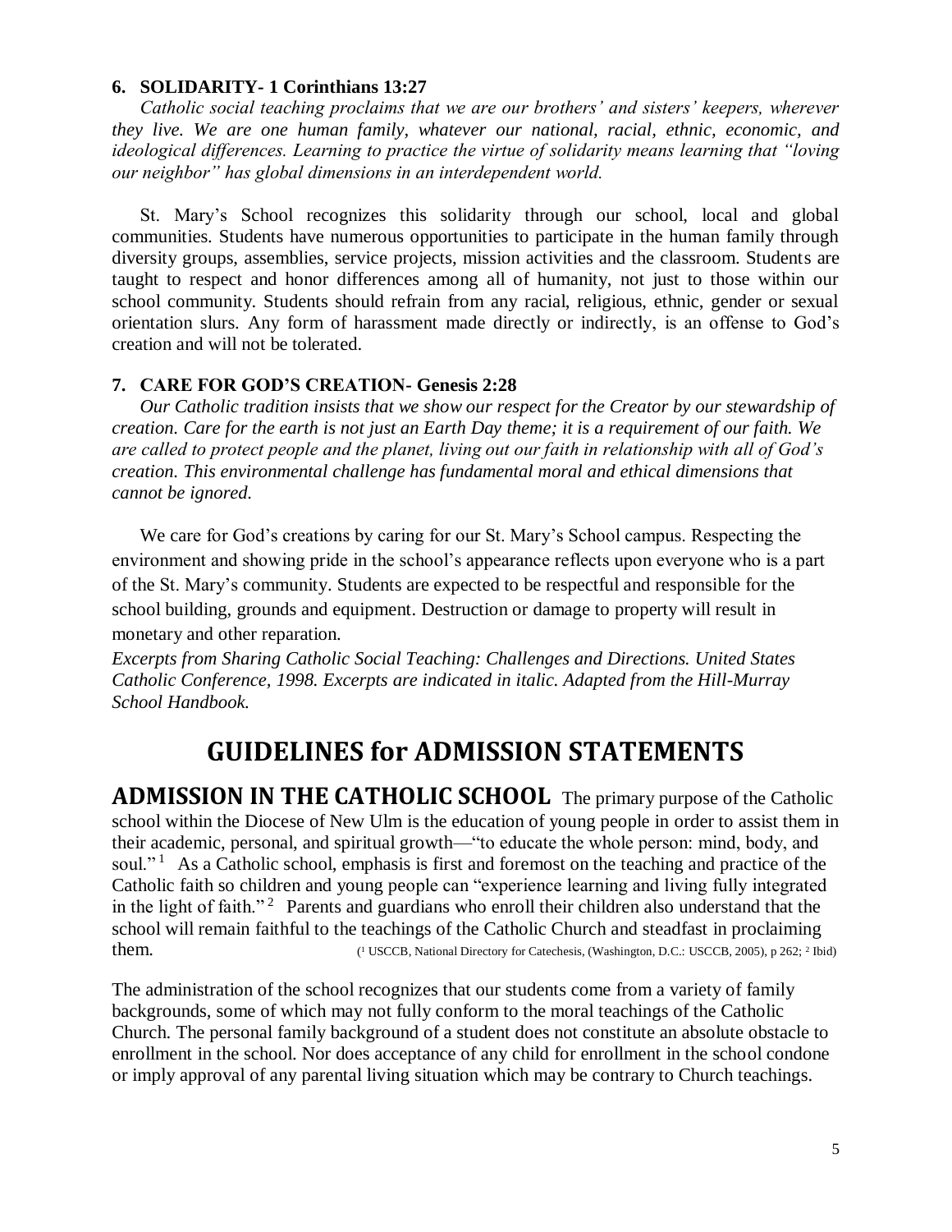### 6. SOLIDARITY- 1 Corinthians 13:27

*Catholic social teaching proclaims that we are our brothers' and sisters' keepers, wherever they live. We are one human family, whatever our national, racial, ethnic, economic, and ideological differences. Learning to practice the virtue of solidarity means learning that "loving our neighbor" has global dimensions in an interdependent world.*

St. Mary's School recognizes this solidarity through our school, local and global communities. Students have numerous opportunities to participate in the human family through diversity groups, assemblies, service projects, mission activities and the classroom. Students are taught to respect and honor differences among all of humanity, not just to those within our school community. Students should refrain from any racial, religious, ethnic, gender or sexual orientation slurs. Any form of harassment made directly or indirectly, is an offense to God's creation and will not be tolerated.

### 7. CARE FOR GOD'S CREATION- Genesis 2:28

*Our Catholic tradition insists that we show our respect for the Creator by our stewardship of creation. Care for the earth is not just an Earth Day theme; it is a requirement of our faith. We are called to protect people and the planet, living out our faith in relationship with all of God's creation. This environmental challenge has fundamental moral and ethical dimensions that cannot be ignored.*

We care for God's creations by caring for our St. Mary's School campus. Respecting the environment and showing pride in the school's appearance reflects upon everyone who is a part of the St. Mary's community. Students are expected to be respectful and responsible for the school building, grounds and equipment. Destruction or damage to property will result in monetary and other reparation.

*Excerpts from Sharing Catholic Social Teaching: Challenges and Directions. United States Catholic Conference, 1998. Excerpts are indicated in italic. Adapted from the Hill-Murray School Handbook.*

# GUIDELINES for ADMISSION STATEMENTS

**ADMISSION IN THE CATHOLIC SCHOOL** The primary purpose of the Catholic school within the Diocese of New Ulm is the education of young people in order to assist them in their academic, personal, and spiritual growth—"to educate the whole person: mind, body, and soul."[1] As a Catholic school, emphasis is first and foremost on the teaching and practice of the Catholic faith so children and young people can "experience learning and living fully integrated in the light of faith."[2] Parents and guardians who enroll their children also understand that the school will remain faithful to the teachings of the Catholic Church and steadfast in proclaiming them. ([1] USCCB, National Directory for Catechesis, (Washington, D.C.: USCCB, 2005), p 262; [2] Ibid)

The administration of the school recognizes that our students come from a variety of family backgrounds, some of which may not fully conform to the moral teachings of the Catholic Church. The personal family background of a student does not constitute an absolute obstacle to enrollment in the school. Nor does acceptance of any child for enrollment in the school condone or imply approval of any parental living situation which may be contrary to Church teachings.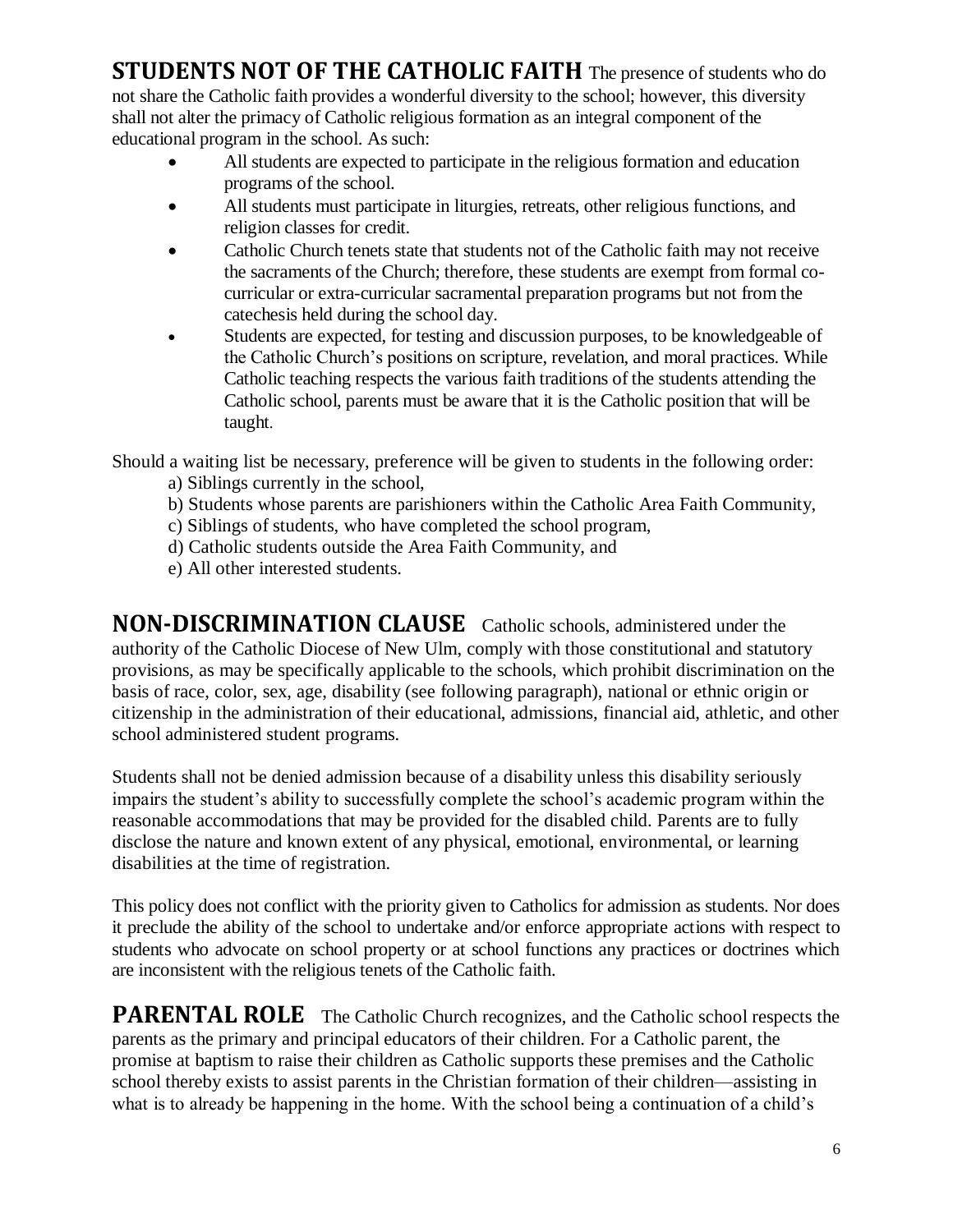## STUDENTS NOT OF THE CATHOLIC FAITH

The presence of students who do not share the Catholic faith provides a wonderful diversity to the school; however, this diversity shall not alter the primacy of Catholic religious formation as an integral component of the educational program in the school. As such:

- All students are expected to participate in the religious formation and education programs of the school.
- All students must participate in liturgies, retreats, other religious functions, and religion classes for credit.
- Catholic Church tenets state that students not of the Catholic faith may not receive the sacraments of the Church; therefore, these students are exempt from formal co-curricular or extra-curricular sacramental preparation programs but not from the catechesis held during the school day.
- Students are expected, for testing and discussion purposes, to be knowledgeable of the Catholic Church's positions on scripture, revelation, and moral practices. While Catholic teaching respects the various faith traditions of the students attending the Catholic school, parents must be aware that it is the Catholic position that will be taught.

Should a waiting list be necessary, preference will be given to students in the following order:

a) Siblings currently in the school,
b) Students whose parents are parishioners within the Catholic Area Faith Community,
c) Siblings of students, who have completed the school program,
d) Catholic students outside the Area Faith Community, and
e) All other interested students.

## NON-DISCRIMINATION CLAUSE

Catholic schools, administered under the authority of the Catholic Diocese of New Ulm, comply with those constitutional and statutory provisions, as may be specifically applicable to the schools, which prohibit discrimination on the basis of race, color, sex, age, disability (see following paragraph), national or ethnic origin or citizenship in the administration of their educational, admissions, financial aid, athletic, and other school administered student programs.

Students shall not be denied admission because of a disability unless this disability seriously impairs the student's ability to successfully complete the school's academic program within the reasonable accommodations that may be provided for the disabled child. Parents are to fully disclose the nature and known extent of any physical, emotional, environmental, or learning disabilities at the time of registration.

This policy does not conflict with the priority given to Catholics for admission as students. Nor does it preclude the ability of the school to undertake and/or enforce appropriate actions with respect to students who advocate on school property or at school functions any practices or doctrines which are inconsistent with the religious tenets of the Catholic faith.

## PARENTAL ROLE

The Catholic Church recognizes, and the Catholic school respects the parents as the primary and principal educators of their children. For a Catholic parent, the promise at baptism to raise their children as Catholic supports these premises and the Catholic school thereby exists to assist parents in the Christian formation of their children—assisting in what is to already be happening in the home. With the school being a continuation of a child's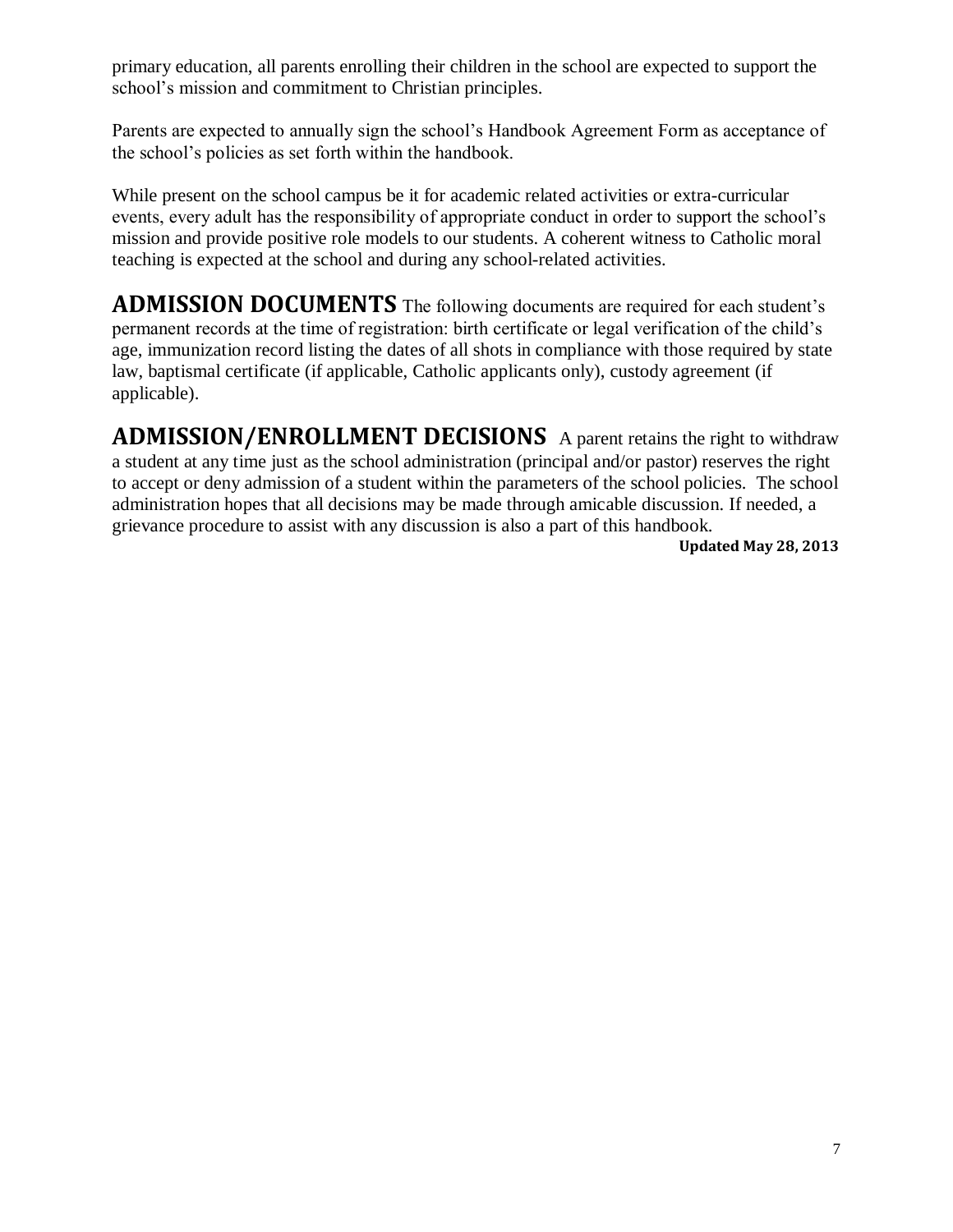primary education, all parents enrolling their children in the school are expected to support the school's mission and commitment to Christian principles.

Parents are expected to annually sign the school's Handbook Agreement Form as acceptance of the school's policies as set forth within the handbook.

While present on the school campus be it for academic related activities or extra-curricular events, every adult has the responsibility of appropriate conduct in order to support the school's mission and provide positive role models to our students. A coherent witness to Catholic moral teaching is expected at the school and during any school-related activities.

**ADMISSION DOCUMENTS** The following documents are required for each student's permanent records at the time of registration: birth certificate or legal verification of the child's age, immunization record listing the dates of all shots in compliance with those required by state law, baptismal certificate (if applicable, Catholic applicants only), custody agreement (if applicable).

**ADMISSION/ENROLLMENT DECISIONS** A parent retains the right to withdraw a student at any time just as the school administration (principal and/or pastor) reserves the right to accept or deny admission of a student within the parameters of the school policies. The school administration hopes that all decisions may be made through amicable discussion. If needed, a grievance procedure to assist with any discussion is also a part of this handbook.

**Updated May 28, 2013**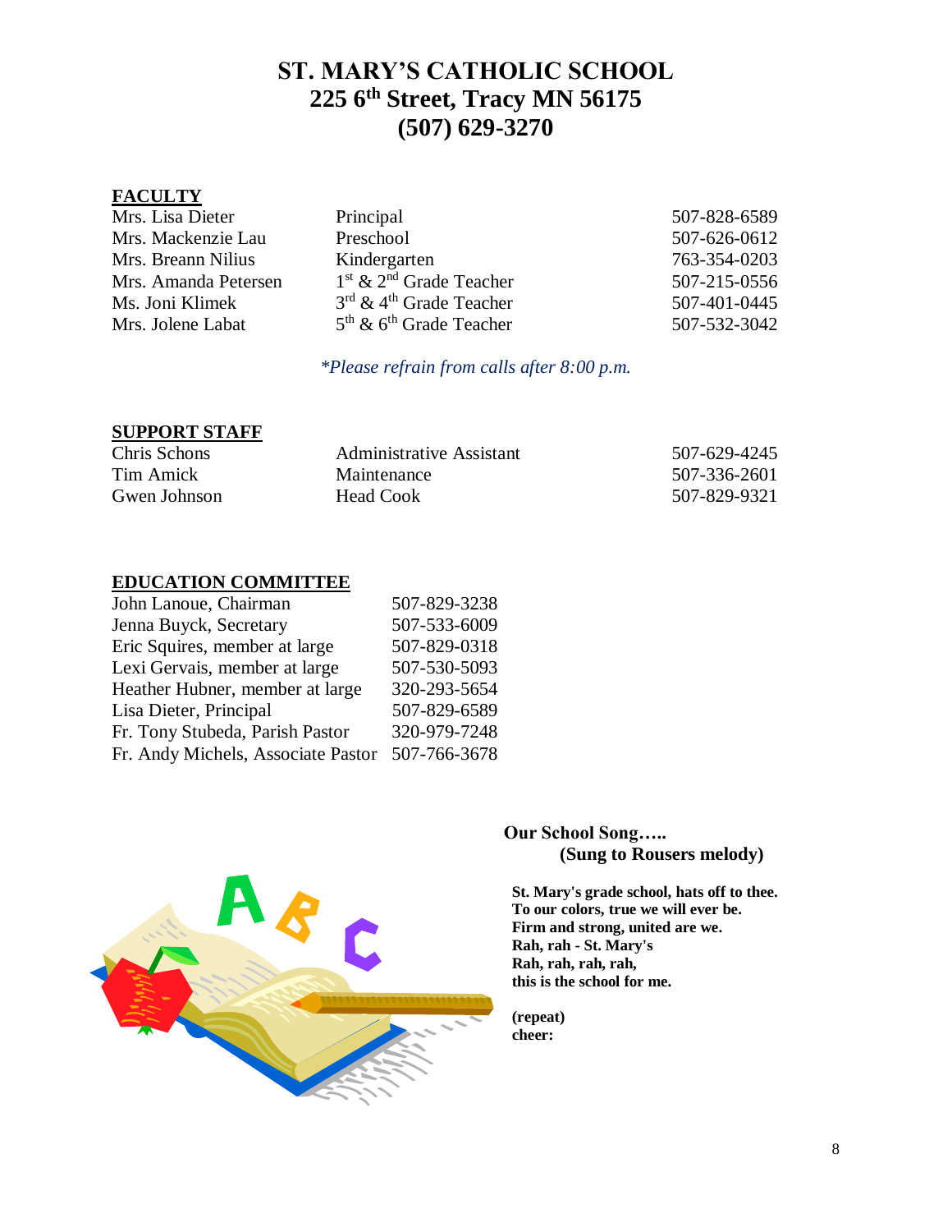# ST. MARY'S CATHOLIC SCHOOL
## 225 6th Street, Tracy MN 56175
## (507) 629-3270

**FACULTY**

| | | |
|---|---|---|
| Mrs. Lisa Dieter | Principal | 507-828-6589 |
| Mrs. Mackenzie Lau | Preschool | 507-626-0612 |
| Mrs. Breann Nilius | Kindergarten | 763-354-0203 |
| Mrs. Amanda Petersen | 1st & 2nd Grade Teacher | 507-215-0556 |
| Ms. Joni Klimek | 3rd & 4th Grade Teacher | 507-401-0445 |
| Mrs. Jolene Labat | 5th & 6th Grade Teacher | 507-532-3042 |

*\*Please refrain from calls after 8:00 p.m.*

**SUPPORT STAFF**

| | | |
|---|---|---|
| Chris Schons | Administrative Assistant | 507-629-4245 |
| Tim Amick | Maintenance | 507-336-2601 |
| Gwen Johnson | Head Cook | 507-829-9321 |

**EDUCATION COMMITTEE**

| | |
|---|---|
| John Lanoue, Chairman | 507-829-3238 |
| Jenna Buyck, Secretary | 507-533-6009 |
| Eric Squires, member at large | 507-829-0318 |
| Lexi Gervais, member at large | 507-530-5093 |
| Heather Hubner, member at large | 320-293-5654 |
| Lisa Dieter, Principal | 507-829-6589 |
| Fr. Tony Stubeda, Parish Pastor | 320-979-7248 |
| Fr. Andy Michels, Associate Pastor | 507-766-3678 |

**Our School Song…..**
**(Sung to Rousers melody)**

**St. Mary's grade school, hats off to thee.**
**To our colors, true we will ever be.**
**Firm and strong, united are we.**
**Rah, rah - St. Mary's**
**Rah, rah, rah, rah,**
**this is the school for me.**

**(repeat)**
**cheer:**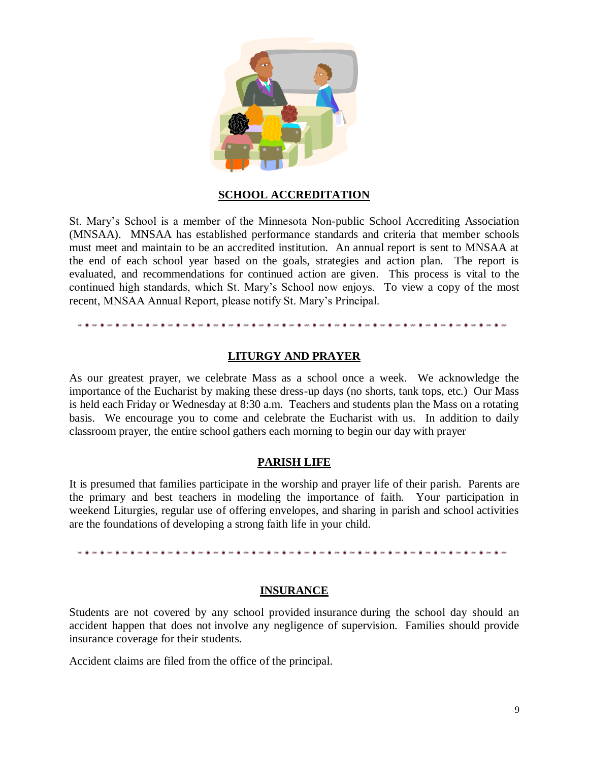## SCHOOL ACCREDITATION

St. Mary's School is a member of the Minnesota Non-public School Accrediting Association (MNSAA). MNSAA has established performance standards and criteria that member schools must meet and maintain to be an accredited institution. An annual report is sent to MNSAA at the end of each school year based on the goals, strategies and action plan. The report is evaluated, and recommendations for continued action are given. This process is vital to the continued high standards, which St. Mary's School now enjoys. To view a copy of the most recent, MNSAA Annual Report, please notify St. Mary's Principal.

## LITURGY AND PRAYER

As our greatest prayer, we celebrate Mass as a school once a week. We acknowledge the importance of the Eucharist by making these dress-up days (no shorts, tank tops, etc.) Our Mass is held each Friday or Wednesday at 8:30 a.m. Teachers and students plan the Mass on a rotating basis. We encourage you to come and celebrate the Eucharist with us. In addition to daily classroom prayer, the entire school gathers each morning to begin our day with prayer

## PARISH LIFE

It is presumed that families participate in the worship and prayer life of their parish. Parents are the primary and best teachers in modeling the importance of faith. Your participation in weekend Liturgies, regular use of offering envelopes, and sharing in parish and school activities are the foundations of developing a strong faith life in your child.

## INSURANCE

Students are not covered by any school provided insurance during the school day should an accident happen that does not involve any negligence of supervision. Families should provide insurance coverage for their students.

Accident claims are filed from the office of the principal.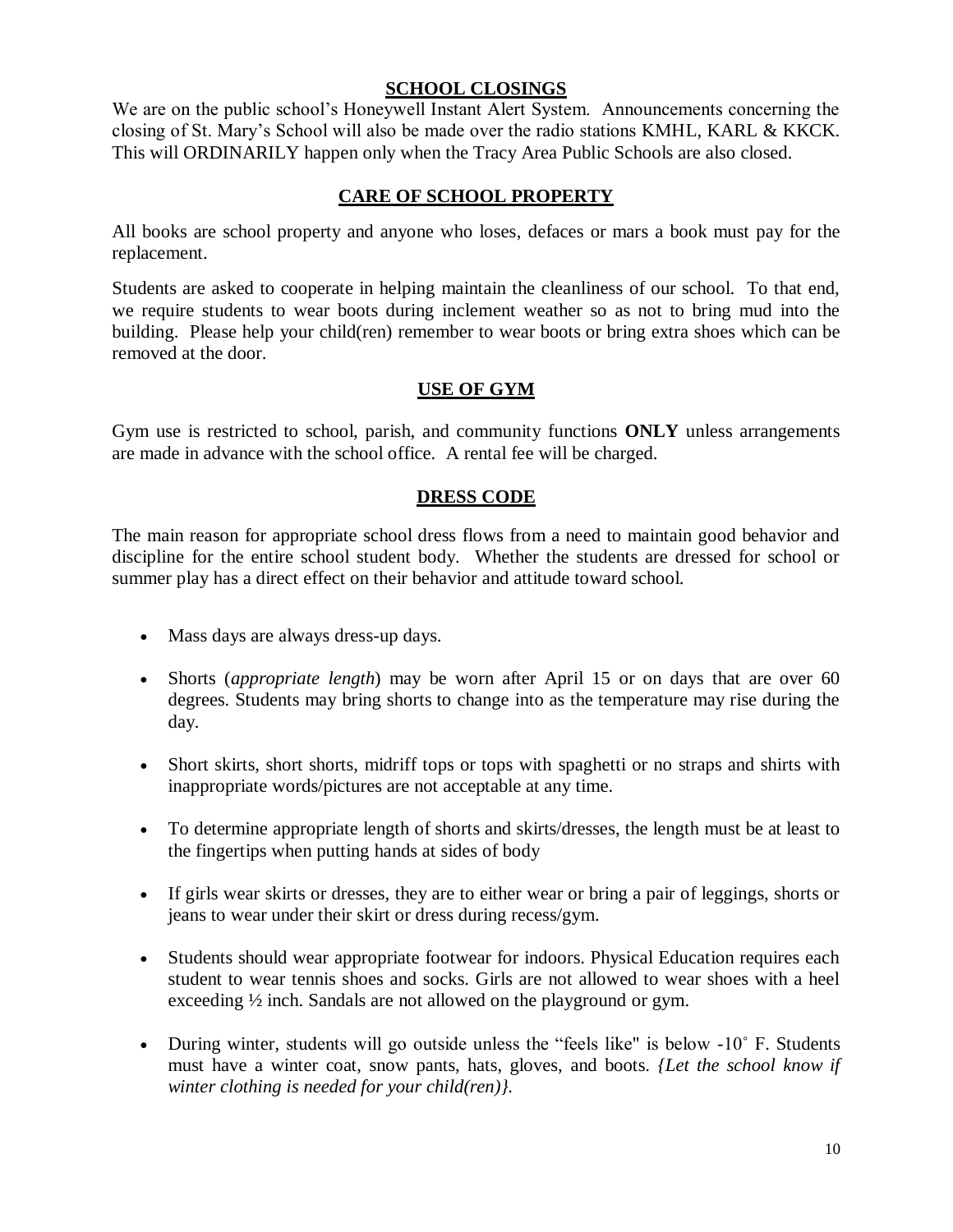## SCHOOL CLOSINGS

We are on the public school's Honeywell Instant Alert System. Announcements concerning the closing of St. Mary's School will also be made over the radio stations KMHL, KARL & KKCK. This will ORDINARILY happen only when the Tracy Area Public Schools are also closed.

## CARE OF SCHOOL PROPERTY

All books are school property and anyone who loses, defaces or mars a book must pay for the replacement.

Students are asked to cooperate in helping maintain the cleanliness of our school. To that end, we require students to wear boots during inclement weather so as not to bring mud into the building. Please help your child(ren) remember to wear boots or bring extra shoes which can be removed at the door.

## USE OF GYM

Gym use is restricted to school, parish, and community functions **ONLY** unless arrangements are made in advance with the school office. A rental fee will be charged.

## DRESS CODE

The main reason for appropriate school dress flows from a need to maintain good behavior and discipline for the entire school student body. Whether the students are dressed for school or summer play has a direct effect on their behavior and attitude toward school.

- Mass days are always dress-up days.
- Shorts (*appropriate length*) may be worn after April 15 or on days that are over 60 degrees. Students may bring shorts to change into as the temperature may rise during the day.
- Short skirts, short shorts, midriff tops or tops with spaghetti or no straps and shirts with inappropriate words/pictures are not acceptable at any time.
- To determine appropriate length of shorts and skirts/dresses, the length must be at least to the fingertips when putting hands at sides of body
- If girls wear skirts or dresses, they are to either wear or bring a pair of leggings, shorts or jeans to wear under their skirt or dress during recess/gym.
- Students should wear appropriate footwear for indoors. Physical Education requires each student to wear tennis shoes and socks. Girls are not allowed to wear shoes with a heel exceeding ½ inch. Sandals are not allowed on the playground or gym.
- During winter, students will go outside unless the "feels like" is below -10˚ F. Students must have a winter coat, snow pants, hats, gloves, and boots. *{Let the school know if winter clothing is needed for your child(ren)}.*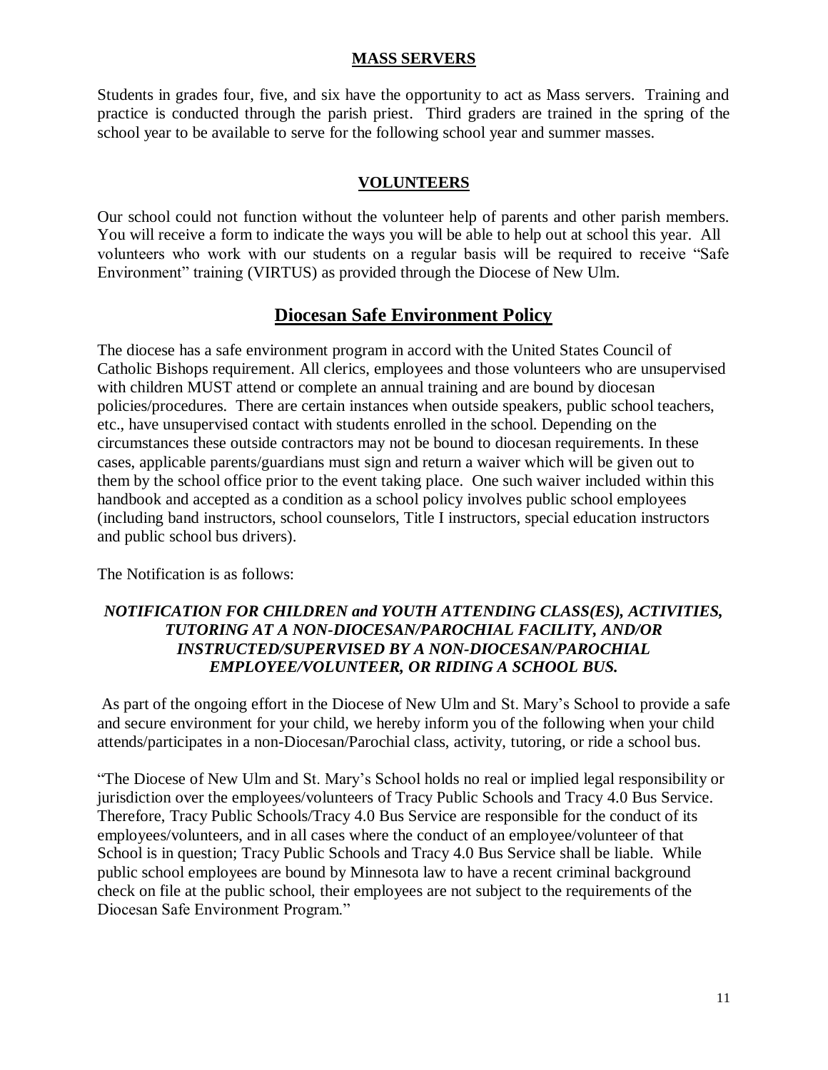## MASS SERVERS

Students in grades four, five, and six have the opportunity to act as Mass servers. Training and practice is conducted through the parish priest. Third graders are trained in the spring of the school year to be available to serve for the following school year and summer masses.

## VOLUNTEERS

Our school could not function without the volunteer help of parents and other parish members. You will receive a form to indicate the ways you will be able to help out at school this year. All volunteers who work with our students on a regular basis will be required to receive "Safe Environment" training (VIRTUS) as provided through the Diocese of New Ulm.

## Diocesan Safe Environment Policy

The diocese has a safe environment program in accord with the United States Council of Catholic Bishops requirement. All clerics, employees and those volunteers who are unsupervised with children MUST attend or complete an annual training and are bound by diocesan policies/procedures. There are certain instances when outside speakers, public school teachers, etc., have unsupervised contact with students enrolled in the school. Depending on the circumstances these outside contractors may not be bound to diocesan requirements. In these cases, applicable parents/guardians must sign and return a waiver which will be given out to them by the school office prior to the event taking place. One such waiver included within this handbook and accepted as a condition as a school policy involves public school employees (including band instructors, school counselors, Title I instructors, special education instructors and public school bus drivers).

The Notification is as follows:

***NOTIFICATION FOR CHILDREN and YOUTH ATTENDING CLASS(ES), ACTIVITIES, TUTORING AT A NON-DIOCESAN/PAROCHIAL FACILITY, AND/OR INSTRUCTED/SUPERVISED BY A NON-DIOCESAN/PAROCHIAL EMPLOYEE/VOLUNTEER, OR RIDING A SCHOOL BUS.***

As part of the ongoing effort in the Diocese of New Ulm and St. Mary's School to provide a safe and secure environment for your child, we hereby inform you of the following when your child attends/participates in a non-Diocesan/Parochial class, activity, tutoring, or ride a school bus.

"The Diocese of New Ulm and St. Mary's School holds no real or implied legal responsibility or jurisdiction over the employees/volunteers of Tracy Public Schools and Tracy 4.0 Bus Service. Therefore, Tracy Public Schools/Tracy 4.0 Bus Service are responsible for the conduct of its employees/volunteers, and in all cases where the conduct of an employee/volunteer of that School is in question; Tracy Public Schools and Tracy 4.0 Bus Service shall be liable. While public school employees are bound by Minnesota law to have a recent criminal background check on file at the public school, their employees are not subject to the requirements of the Diocesan Safe Environment Program."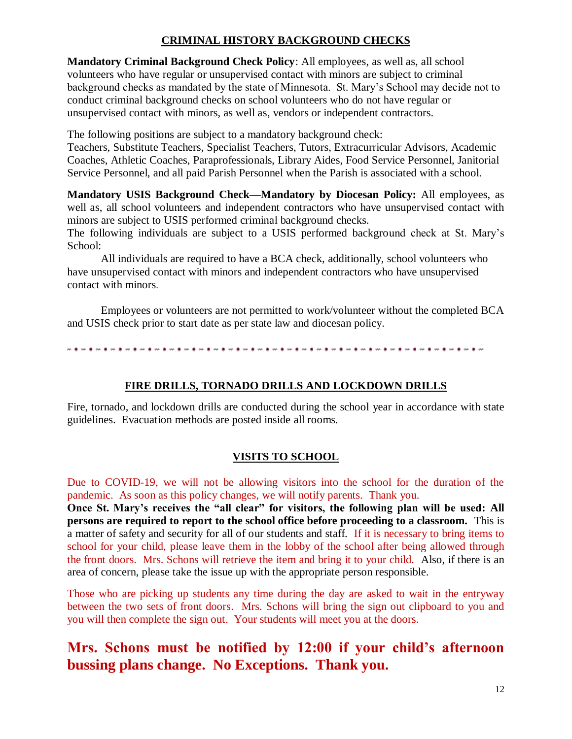## CRIMINAL HISTORY BACKGROUND CHECKS

**Mandatory Criminal Background Check Policy**: All employees, as well as, all school volunteers who have regular or unsupervised contact with minors are subject to criminal background checks as mandated by the state of Minnesota. St. Mary's School may decide not to conduct criminal background checks on school volunteers who do not have regular or unsupervised contact with minors, as well as, vendors or independent contractors.

The following positions are subject to a mandatory background check:
Teachers, Substitute Teachers, Specialist Teachers, Tutors, Extracurricular Advisors, Academic Coaches, Athletic Coaches, Paraprofessionals, Library Aides, Food Service Personnel, Janitorial Service Personnel, and all paid Parish Personnel when the Parish is associated with a school.

**Mandatory USIS Background Check—Mandatory by Diocesan Policy:** All employees, as well as, all school volunteers and independent contractors who have unsupervised contact with minors are subject to USIS performed criminal background checks.
The following individuals are subject to a USIS performed background check at St. Mary's School:

All individuals are required to have a BCA check, additionally, school volunteers who have unsupervised contact with minors and independent contractors who have unsupervised contact with minors.

Employees or volunteers are not permitted to work/volunteer without the completed BCA and USIS check prior to start date as per state law and diocesan policy.

---

## FIRE DRILLS, TORNADO DRILLS AND LOCKDOWN DRILLS

Fire, tornado, and lockdown drills are conducted during the school year in accordance with state guidelines. Evacuation methods are posted inside all rooms.

## VISITS TO SCHOOL

Due to COVID-19, we will not be allowing visitors into the school for the duration of the pandemic. As soon as this policy changes, we will notify parents. Thank you.
**Once St. Mary's receives the "all clear" for visitors, the following plan will be used: All persons are required to report to the school office before proceeding to a classroom.** This is a matter of safety and security for all of our students and staff. If it is necessary to bring items to school for your child, please leave them in the lobby of the school after being allowed through the front doors. Mrs. Schons will retrieve the item and bring it to your child. Also, if there is an area of concern, please take the issue up with the appropriate person responsible.

Those who are picking up students any time during the day are asked to wait in the entryway between the two sets of front doors. Mrs. Schons will bring the sign out clipboard to you and you will then complete the sign out. Your students will meet you at the doors.

**Mrs. Schons must be notified by 12:00 if your child's afternoon bussing plans change. No Exceptions. Thank you.**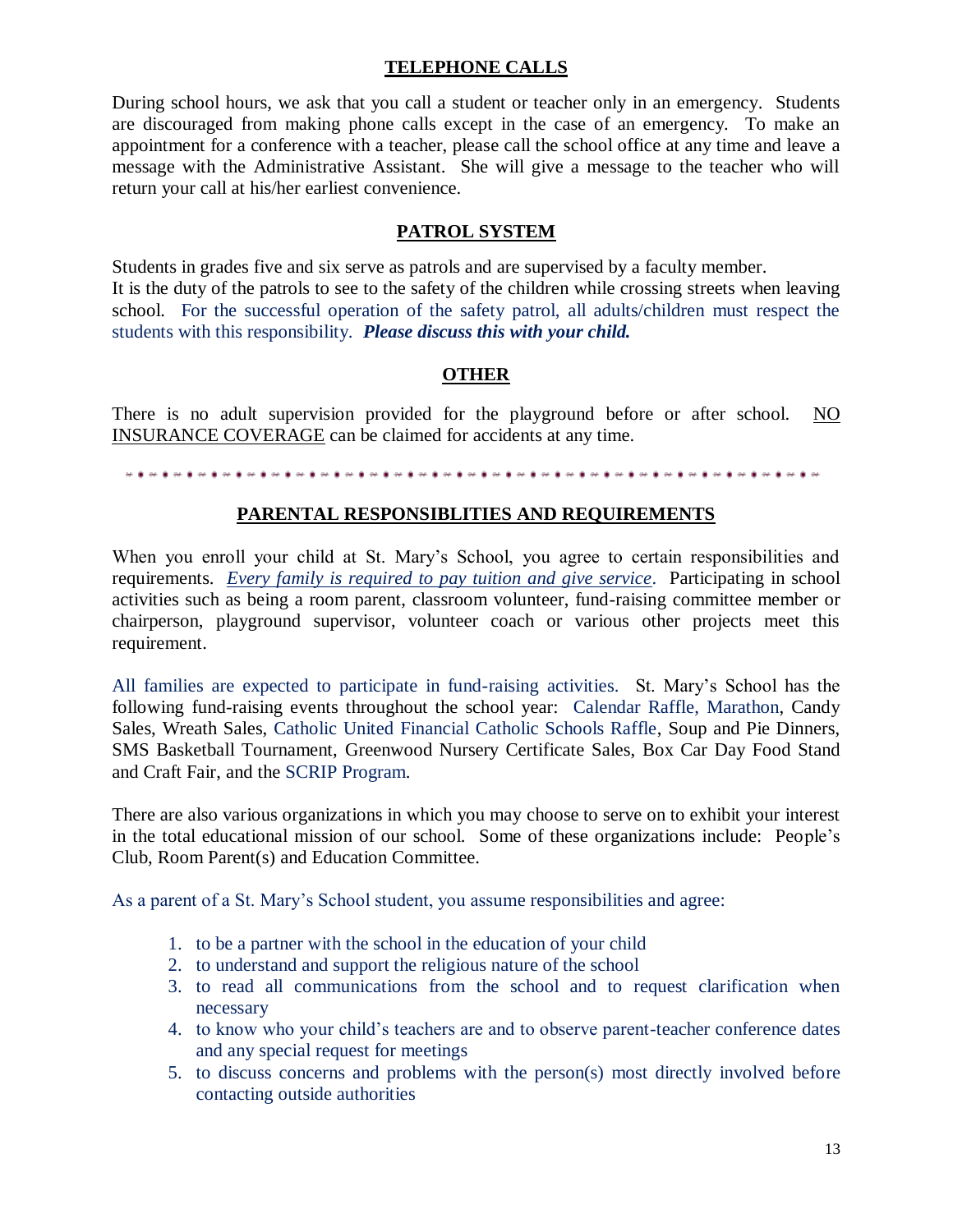## TELEPHONE CALLS

During school hours, we ask that you call a student or teacher only in an emergency. Students are discouraged from making phone calls except in the case of an emergency. To make an appointment for a conference with a teacher, please call the school office at any time and leave a message with the Administrative Assistant. She will give a message to the teacher who will return your call at his/her earliest convenience.

## PATROL SYSTEM

Students in grades five and six serve as patrols and are supervised by a faculty member.
It is the duty of the patrols to see to the safety of the children while crossing streets when leaving school. For the successful operation of the safety patrol, all adults/children must respect the students with this responsibility. ***Please discuss this with your child.***

## OTHER

There is no adult supervision provided for the playground before or after school. NO INSURANCE COVERAGE can be claimed for accidents at any time.

---

## PARENTAL RESPONSIBLITIES AND REQUIREMENTS

When you enroll your child at St. Mary's School, you agree to certain responsibilities and requirements. *Every family is required to pay tuition and give service*. Participating in school activities such as being a room parent, classroom volunteer, fund-raising committee member or chairperson, playground supervisor, volunteer coach or various other projects meet this requirement.

All families are expected to participate in fund-raising activities. St. Mary's School has the following fund-raising events throughout the school year: Calendar Raffle, Marathon, Candy Sales, Wreath Sales, Catholic United Financial Catholic Schools Raffle, Soup and Pie Dinners, SMS Basketball Tournament, Greenwood Nursery Certificate Sales, Box Car Day Food Stand and Craft Fair, and the SCRIP Program.

There are also various organizations in which you may choose to serve on to exhibit your interest in the total educational mission of our school. Some of these organizations include: People's Club, Room Parent(s) and Education Committee.

As a parent of a St. Mary's School student, you assume responsibilities and agree:

1. to be a partner with the school in the education of your child
2. to understand and support the religious nature of the school
3. to read all communications from the school and to request clarification when necessary
4. to know who your child's teachers are and to observe parent-teacher conference dates and any special request for meetings
5. to discuss concerns and problems with the person(s) most directly involved before contacting outside authorities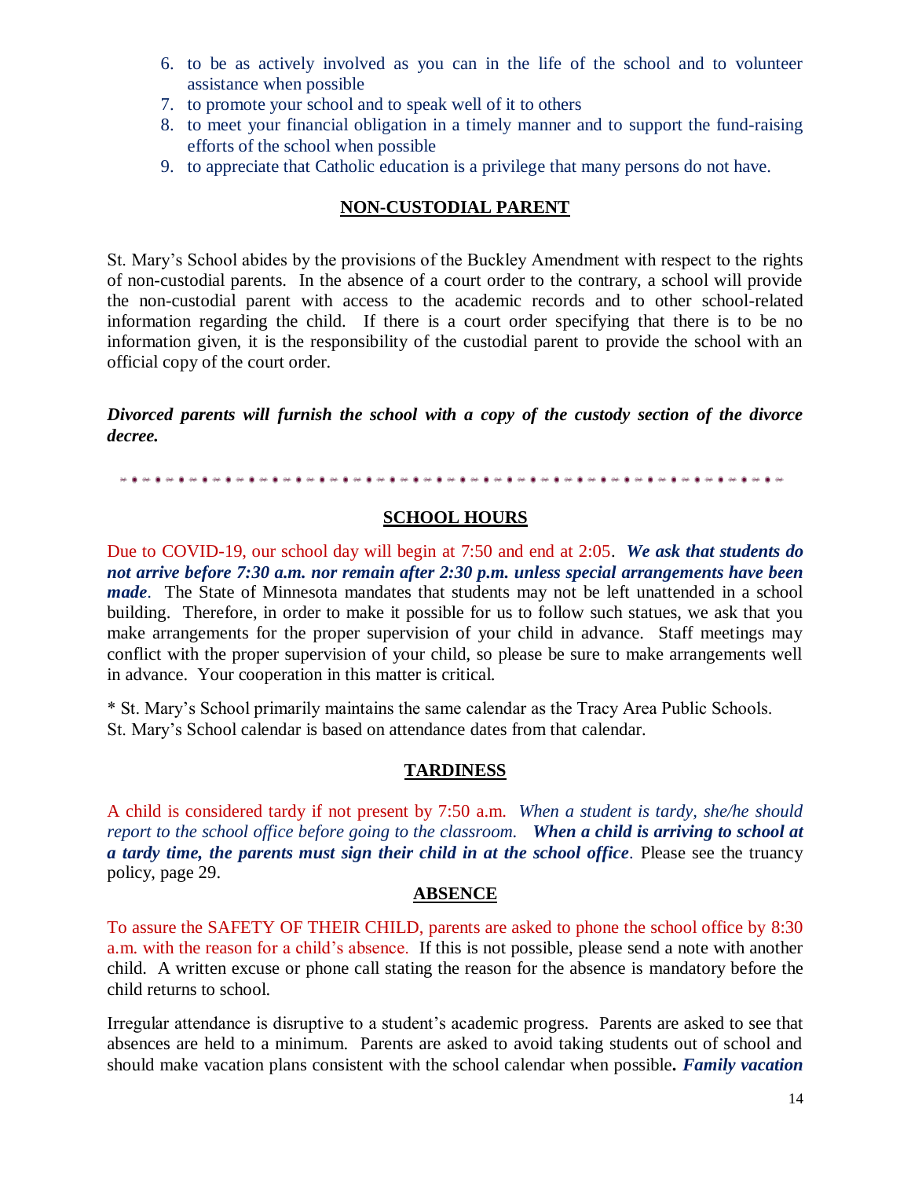6. to be as actively involved as you can in the life of the school and to volunteer assistance when possible
7. to promote your school and to speak well of it to others
8. to meet your financial obligation in a timely manner and to support the fund-raising efforts of the school when possible
9. to appreciate that Catholic education is a privilege that many persons do not have.

## NON-CUSTODIAL PARENT

St. Mary's School abides by the provisions of the Buckley Amendment with respect to the rights of non-custodial parents. In the absence of a court order to the contrary, a school will provide the non-custodial parent with access to the academic records and to other school-related information regarding the child. If there is a court order specifying that there is to be no information given, it is the responsibility of the custodial parent to provide the school with an official copy of the court order.

***Divorced parents will furnish the school with a copy of the custody section of the divorce decree.***

---

## SCHOOL HOURS

Due to COVID-19, our school day will begin at 7:50 and end at 2:05. ***We ask that students do not arrive before 7:30 a.m. nor remain after 2:30 p.m. unless special arrangements have been made***. The State of Minnesota mandates that students may not be left unattended in a school building. Therefore, in order to make it possible for us to follow such statues, we ask that you make arrangements for the proper supervision of your child in advance. Staff meetings may conflict with the proper supervision of your child, so please be sure to make arrangements well in advance. Your cooperation in this matter is critical.

* St. Mary's School primarily maintains the same calendar as the Tracy Area Public Schools. St. Mary's School calendar is based on attendance dates from that calendar.

## TARDINESS

A child is considered tardy if not present by 7:50 a.m. *When a student is tardy, she/he should report to the school office before going to the classroom.* ***When a child is arriving to school at a tardy time, the parents must sign their child in at the school office***. Please see the truancy policy, page 29.

## ABSENCE

To assure the SAFETY OF THEIR CHILD, parents are asked to phone the school office by 8:30 a.m. with the reason for a child's absence. If this is not possible, please send a note with another child. A written excuse or phone call stating the reason for the absence is mandatory before the child returns to school.

Irregular attendance is disruptive to a student's academic progress. Parents are asked to see that absences are held to a minimum. Parents are asked to avoid taking students out of school and should make vacation plans consistent with the school calendar when possible**.** ***Family vacation***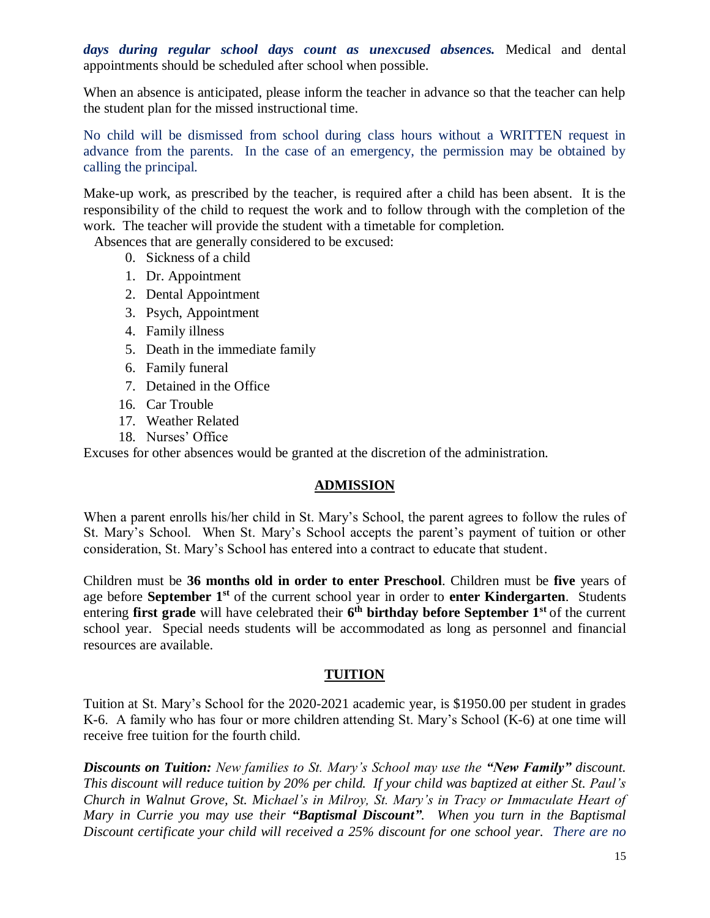***days during regular school days count as unexcused absences.*** Medical and dental appointments should be scheduled after school when possible.

When an absence is anticipated, please inform the teacher in advance so that the teacher can help the student plan for the missed instructional time.

No child will be dismissed from school during class hours without a WRITTEN request in advance from the parents. In the case of an emergency, the permission may be obtained by calling the principal.

Make-up work, as prescribed by the teacher, is required after a child has been absent. It is the responsibility of the child to request the work and to follow through with the completion of the work. The teacher will provide the student with a timetable for completion.

Absences that are generally considered to be excused:

0. Sickness of a child
1. Dr. Appointment
2. Dental Appointment
3. Psych, Appointment
4. Family illness
5. Death in the immediate family
6. Family funeral
7. Detained in the Office
16. Car Trouble
17. Weather Related
18. Nurses' Office

Excuses for other absences would be granted at the discretion of the administration.

## ADMISSION

When a parent enrolls his/her child in St. Mary's School, the parent agrees to follow the rules of St. Mary's School. When St. Mary's School accepts the parent's payment of tuition or other consideration, St. Mary's School has entered into a contract to educate that student.

Children must be **36 months old in order to enter Preschool**. Children must be **five** years of age before **September 1st** of the current school year in order to **enter Kindergarten**. Students entering **first grade** will have celebrated their **6th birthday before September 1st** of the current school year. Special needs students will be accommodated as long as personnel and financial resources are available.

## TUITION

Tuition at St. Mary's School for the 2020-2021 academic year, is $1950.00 per student in grades K-6. A family who has four or more children attending St. Mary's School (K-6) at one time will receive free tuition for the fourth child.

***Discounts on Tuition:*** *New families to St. Mary's School may use the* ***"New Family"*** *discount. This discount will reduce tuition by 20% per child. If your child was baptized at either St. Paul's Church in Walnut Grove, St. Michael's in Milroy, St. Mary's in Tracy or Immaculate Heart of Mary in Currie you may use their* ***"Baptismal Discount"****. When you turn in the Baptismal Discount certificate your child will received a 25% discount for one school year. There are no*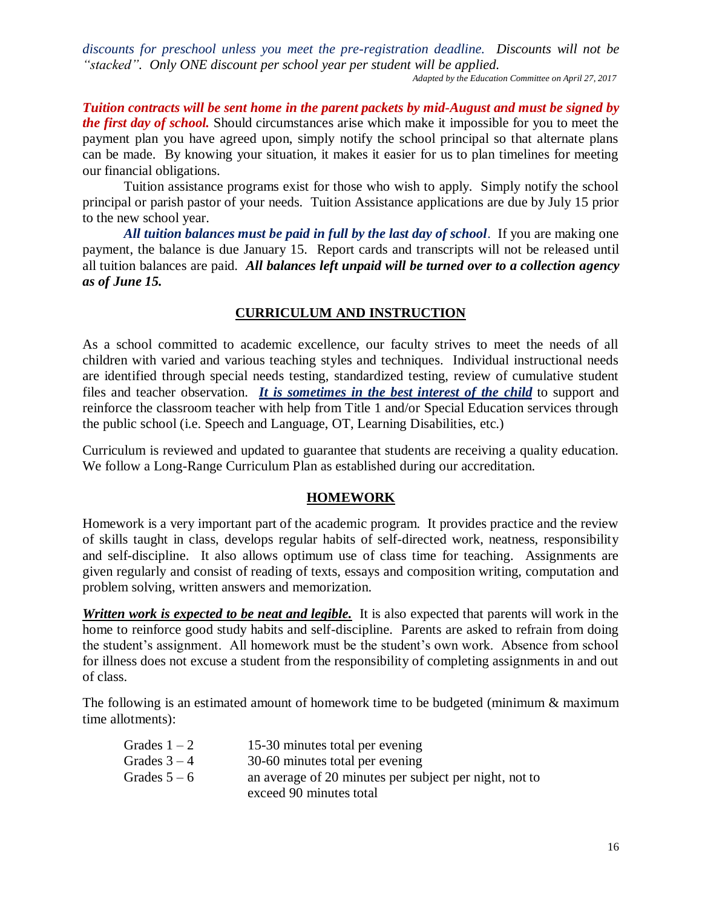*discounts for preschool unless you meet the pre-registration deadline. Discounts will not be "stacked". Only ONE discount per school year per student will be applied.*

*Adapted by the Education Committee on April 27, 2017*

***Tuition contracts will be sent home in the parent packets by mid-August and must be signed by the first day of school.*** Should circumstances arise which make it impossible for you to meet the payment plan you have agreed upon, simply notify the school principal so that alternate plans can be made. By knowing your situation, it makes it easier for us to plan timelines for meeting our financial obligations.

Tuition assistance programs exist for those who wish to apply. Simply notify the school principal or parish pastor of your needs. Tuition Assistance applications are due by July 15 prior to the new school year.

***All tuition balances must be paid in full by the last day of school***. If you are making one payment, the balance is due January 15. Report cards and transcripts will not be released until all tuition balances are paid. ***All balances left unpaid will be turned over to a collection agency as of June 15.***

## CURRICULUM AND INSTRUCTION

As a school committed to academic excellence, our faculty strives to meet the needs of all children with varied and various teaching styles and techniques. Individual instructional needs are identified through special needs testing, standardized testing, review of cumulative student files and teacher observation. ***It is sometimes in the best interest of the child*** to support and reinforce the classroom teacher with help from Title 1 and/or Special Education services through the public school (i.e. Speech and Language, OT, Learning Disabilities, etc.)

Curriculum is reviewed and updated to guarantee that students are receiving a quality education. We follow a Long-Range Curriculum Plan as established during our accreditation.

## HOMEWORK

Homework is a very important part of the academic program. It provides practice and the review of skills taught in class, develops regular habits of self-directed work, neatness, responsibility and self-discipline. It also allows optimum use of class time for teaching. Assignments are given regularly and consist of reading of texts, essays and composition writing, computation and problem solving, written answers and memorization.

***Written work is expected to be neat and legible.*** It is also expected that parents will work in the home to reinforce good study habits and self-discipline. Parents are asked to refrain from doing the student's assignment. All homework must be the student's own work. Absence from school for illness does not excuse a student from the responsibility of completing assignments in and out of class.

The following is an estimated amount of homework time to be budgeted (minimum & maximum time allotments):

| | |
|---|---|
| Grades 1 – 2 | 15-30 minutes total per evening |
| Grades 3 – 4 | 30-60 minutes total per evening |
| Grades 5 – 6 | an average of 20 minutes per subject per night, not to exceed 90 minutes total |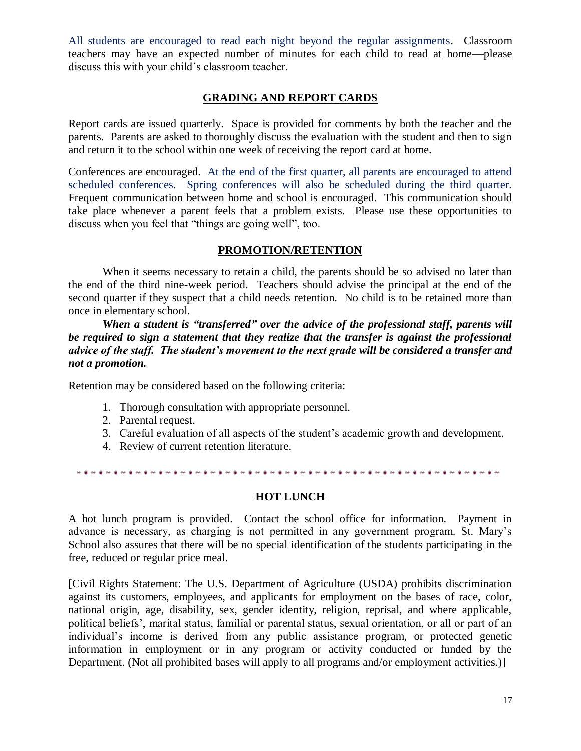All students are encouraged to read each night beyond the regular assignments. Classroom teachers may have an expected number of minutes for each child to read at home—please discuss this with your child's classroom teacher.

## GRADING AND REPORT CARDS

Report cards are issued quarterly. Space is provided for comments by both the teacher and the parents. Parents are asked to thoroughly discuss the evaluation with the student and then to sign and return it to the school within one week of receiving the report card at home.

Conferences are encouraged. At the end of the first quarter, all parents are encouraged to attend scheduled conferences. Spring conferences will also be scheduled during the third quarter. Frequent communication between home and school is encouraged. This communication should take place whenever a parent feels that a problem exists. Please use these opportunities to discuss when you feel that "things are going well", too.

## PROMOTION/RETENTION

When it seems necessary to retain a child, the parents should be so advised no later than the end of the third nine-week period. Teachers should advise the principal at the end of the second quarter if they suspect that a child needs retention. No child is to be retained more than once in elementary school.

***When a student is "transferred" over the advice of the professional staff, parents will be required to sign a statement that they realize that the transfer is against the professional advice of the staff. The student's movement to the next grade will be considered a transfer and not a promotion.***

Retention may be considered based on the following criteria:

1. Thorough consultation with appropriate personnel.
2. Parental request.
3. Careful evaluation of all aspects of the student's academic growth and development.
4. Review of current retention literature.

---

## HOT LUNCH

A hot lunch program is provided. Contact the school office for information. Payment in advance is necessary, as charging is not permitted in any government program. St. Mary's School also assures that there will be no special identification of the students participating in the free, reduced or regular price meal.

[Civil Rights Statement: The U.S. Department of Agriculture (USDA) prohibits discrimination against its customers, employees, and applicants for employment on the bases of race, color, national origin, age, disability, sex, gender identity, religion, reprisal, and where applicable, political beliefs', marital status, familial or parental status, sexual orientation, or all or part of an individual's income is derived from any public assistance program, or protected genetic information in employment or in any program or activity conducted or funded by the Department. (Not all prohibited bases will apply to all programs and/or employment activities.)]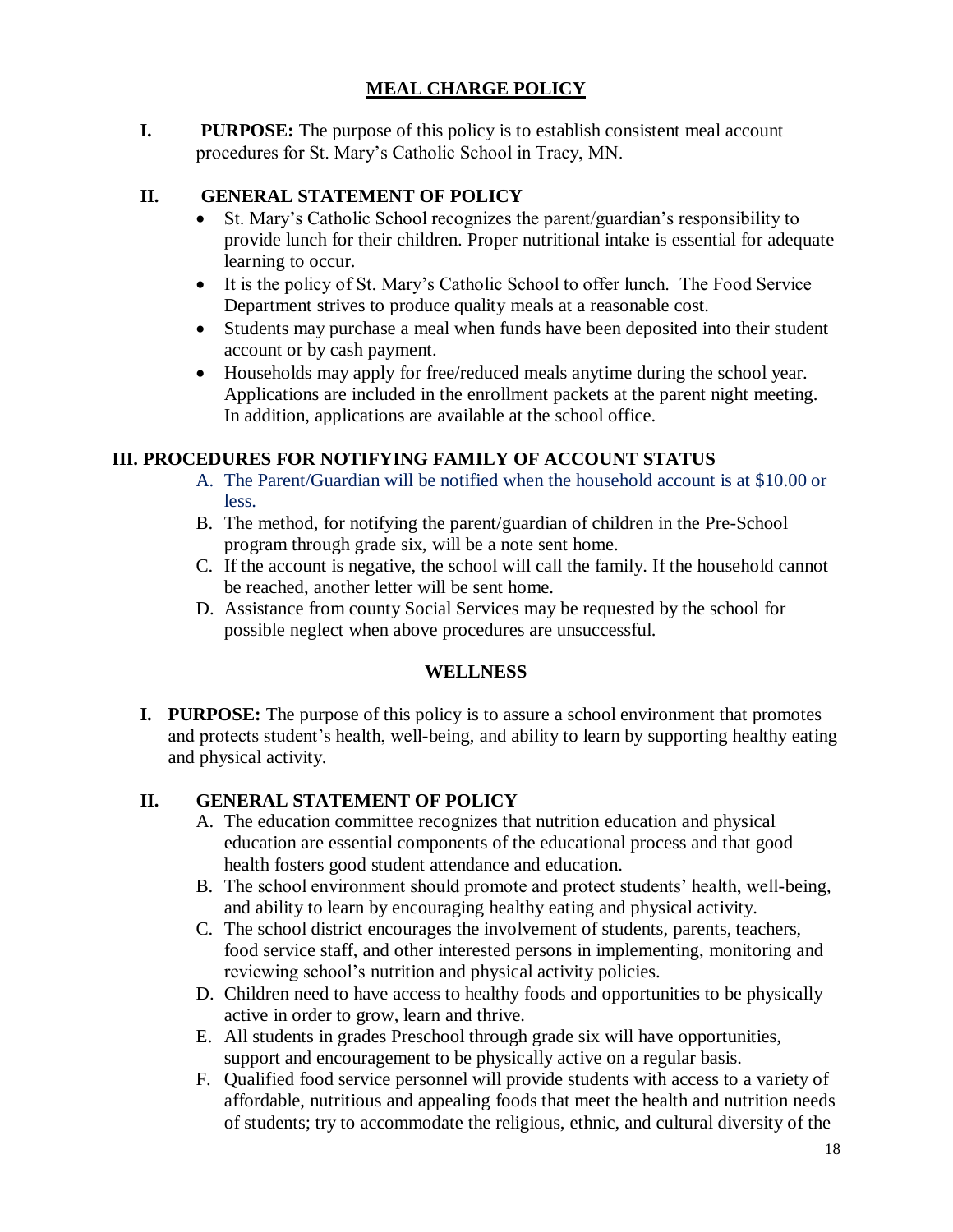## MEAL CHARGE POLICY

**I. PURPOSE:** The purpose of this policy is to establish consistent meal account procedures for St. Mary's Catholic School in Tracy, MN.

**II. GENERAL STATEMENT OF POLICY**

- St. Mary's Catholic School recognizes the parent/guardian's responsibility to provide lunch for their children. Proper nutritional intake is essential for adequate learning to occur.
- It is the policy of St. Mary's Catholic School to offer lunch. The Food Service Department strives to produce quality meals at a reasonable cost.
- Students may purchase a meal when funds have been deposited into their student account or by cash payment.
- Households may apply for free/reduced meals anytime during the school year. Applications are included in the enrollment packets at the parent night meeting. In addition, applications are available at the school office.

**III. PROCEDURES FOR NOTIFYING FAMILY OF ACCOUNT STATUS**

A. The Parent/Guardian will be notified when the household account is at $10.00 or less.

B. The method, for notifying the parent/guardian of children in the Pre-School program through grade six, will be a note sent home.

C. If the account is negative, the school will call the family. If the household cannot be reached, another letter will be sent home.

D. Assistance from county Social Services may be requested by the school for possible neglect when above procedures are unsuccessful.

## WELLNESS

**I. PURPOSE:** The purpose of this policy is to assure a school environment that promotes and protects student's health, well-being, and ability to learn by supporting healthy eating and physical activity.

**II. GENERAL STATEMENT OF POLICY**

A. The education committee recognizes that nutrition education and physical education are essential components of the educational process and that good health fosters good student attendance and education.

B. The school environment should promote and protect students' health, well-being, and ability to learn by encouraging healthy eating and physical activity.

C. The school district encourages the involvement of students, parents, teachers, food service staff, and other interested persons in implementing, monitoring and reviewing school's nutrition and physical activity policies.

D. Children need to have access to healthy foods and opportunities to be physically active in order to grow, learn and thrive.

E. All students in grades Preschool through grade six will have opportunities, support and encouragement to be physically active on a regular basis.

F. Qualified food service personnel will provide students with access to a variety of affordable, nutritious and appealing foods that meet the health and nutrition needs of students; try to accommodate the religious, ethnic, and cultural diversity of the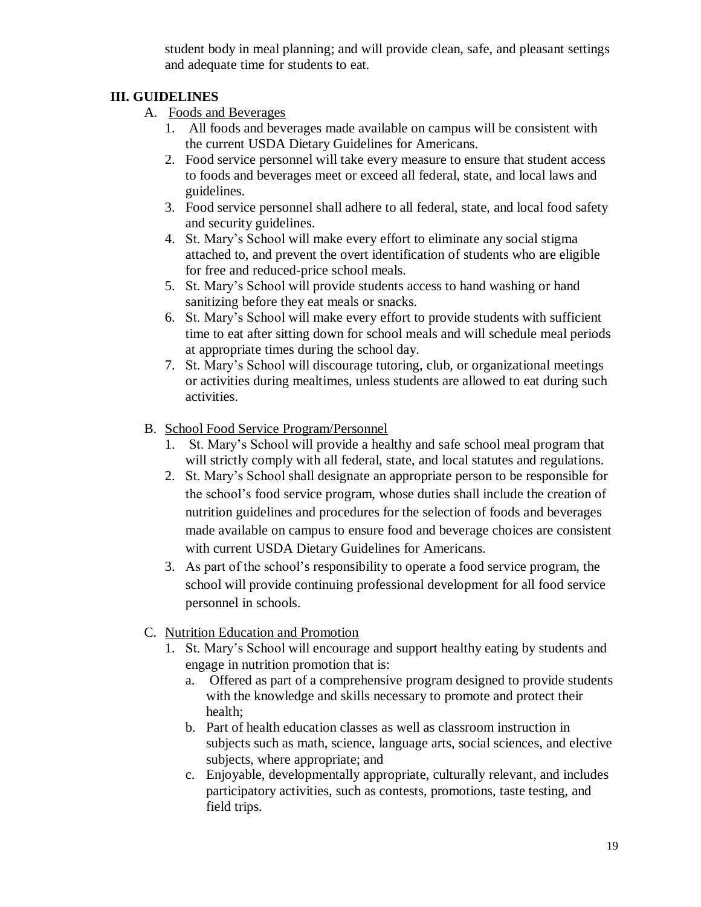student body in meal planning; and will provide clean, safe, and pleasant settings and adequate time for students to eat.

## III. GUIDELINES

A. Foods and Beverages

1. All foods and beverages made available on campus will be consistent with the current USDA Dietary Guidelines for Americans.
2. Food service personnel will take every measure to ensure that student access to foods and beverages meet or exceed all federal, state, and local laws and guidelines.
3. Food service personnel shall adhere to all federal, state, and local food safety and security guidelines.
4. St. Mary's School will make every effort to eliminate any social stigma attached to, and prevent the overt identification of students who are eligible for free and reduced-price school meals.
5. St. Mary's School will provide students access to hand washing or hand sanitizing before they eat meals or snacks.
6. St. Mary's School will make every effort to provide students with sufficient time to eat after sitting down for school meals and will schedule meal periods at appropriate times during the school day.
7. St. Mary's School will discourage tutoring, club, or organizational meetings or activities during mealtimes, unless students are allowed to eat during such activities.

B. School Food Service Program/Personnel

1. St. Mary's School will provide a healthy and safe school meal program that will strictly comply with all federal, state, and local statutes and regulations.
2. St. Mary's School shall designate an appropriate person to be responsible for the school's food service program, whose duties shall include the creation of nutrition guidelines and procedures for the selection of foods and beverages made available on campus to ensure food and beverage choices are consistent with current USDA Dietary Guidelines for Americans.
3. As part of the school's responsibility to operate a food service program, the school will provide continuing professional development for all food service personnel in schools.

C. Nutrition Education and Promotion

1. St. Mary's School will encourage and support healthy eating by students and engage in nutrition promotion that is:
   a. Offered as part of a comprehensive program designed to provide students with the knowledge and skills necessary to promote and protect their health;
   b. Part of health education classes as well as classroom instruction in subjects such as math, science, language arts, social sciences, and elective subjects, where appropriate; and
   c. Enjoyable, developmentally appropriate, culturally relevant, and includes participatory activities, such as contests, promotions, taste testing, and field trips.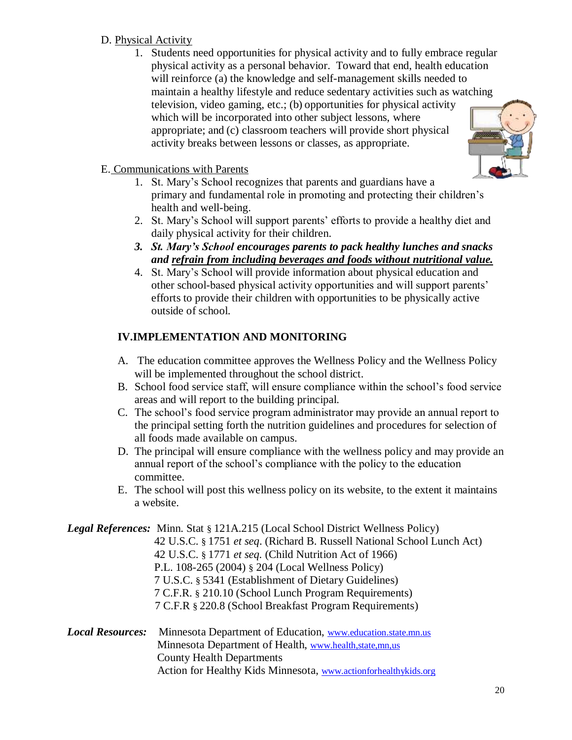D. Physical Activity

1. Students need opportunities for physical activity and to fully embrace regular physical activity as a personal behavior. Toward that end, health education will reinforce (a) the knowledge and self-management skills needed to maintain a healthy lifestyle and reduce sedentary activities such as watching television, video gaming, etc.; (b) opportunities for physical activity which will be incorporated into other subject lessons, where appropriate; and (c) classroom teachers will provide short physical activity breaks between lessons or classes, as appropriate.

E. Communications with Parents

1. St. Mary's School recognizes that parents and guardians have a primary and fundamental role in promoting and protecting their children's health and well-being.
2. St. Mary's School will support parents' efforts to provide a healthy diet and daily physical activity for their children.
3. ***St. Mary's School encourages parents to pack healthy lunches and snacks and <u>refrain from including beverages and foods without nutritional value.</u>***
4. St. Mary's School will provide information about physical education and other school-based physical activity opportunities and will support parents' efforts to provide their children with opportunities to be physically active outside of school.

## IV.IMPLEMENTATION AND MONITORING

A. The education committee approves the Wellness Policy and the Wellness Policy will be implemented throughout the school district.

B. School food service staff, will ensure compliance within the school's food service areas and will report to the building principal.

C. The school's food service program administrator may provide an annual report to the principal setting forth the nutrition guidelines and procedures for selection of all foods made available on campus.

D. The principal will ensure compliance with the wellness policy and may provide an annual report of the school's compliance with the policy to the education committee.

E. The school will post this wellness policy on its website, to the extent it maintains a website.

***Legal References:*** Minn. Stat § 121A.215 (Local School District Wellness Policy)
42 U.S.C. § 1751 *et seq*. (Richard B. Russell National School Lunch Act)
42 U.S.C. § 1771 *et seq.* (Child Nutrition Act of 1966)
P.L. 108-265 (2004) § 204 (Local Wellness Policy)
7 U.S.C. § 5341 (Establishment of Dietary Guidelines)
7 C.F.R. § 210.10 (School Lunch Program Requirements)
7 C.F.R § 220.8 (School Breakfast Program Requirements)

***Local Resources:*** Minnesota Department of Education, www.education.state.mn.us
Minnesota Department of Health, www.health,state,mn,us
County Health Departments
Action for Healthy Kids Minnesota, www.actionforhealthykids.org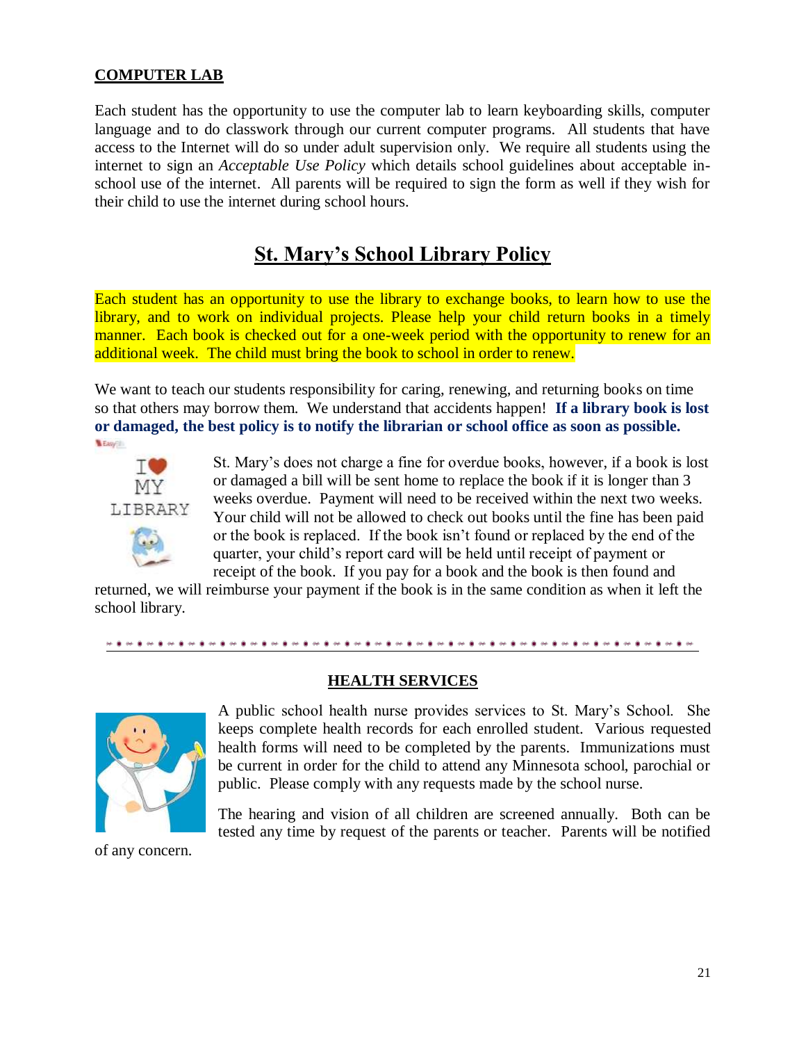**COMPUTER LAB**

Each student has the opportunity to use the computer lab to learn keyboarding skills, computer language and to do classwork through our current computer programs. All students that have access to the Internet will do so under adult supervision only. We require all students using the internet to sign an *Acceptable Use Policy* which details school guidelines about acceptable in-school use of the internet. All parents will be required to sign the form as well if they wish for their child to use the internet during school hours.

# St. Mary's School Library Policy

Each student has an opportunity to use the library to exchange books, to learn how to use the library, and to work on individual projects. Please help your child return books in a timely manner. Each book is checked out for a one-week period with the opportunity to renew for an additional week. The child must bring the book to school in order to renew.

We want to teach our students responsibility for caring, renewing, and returning books on time so that others may borrow them. We understand that accidents happen! **If a library book is lost or damaged, the best policy is to notify the librarian or school office as soon as possible.**

St. Mary's does not charge a fine for overdue books, however, if a book is lost or damaged a bill will be sent home to replace the book if it is longer than 3 weeks overdue. Payment will need to be received within the next two weeks. Your child will not be allowed to check out books until the fine has been paid or the book is replaced. If the book isn't found or replaced by the end of the quarter, your child's report card will be held until receipt of payment or receipt of the book. If you pay for a book and the book is then found and returned, we will reimburse your payment if the book is in the same condition as when it left the school library.

**HEALTH SERVICES**

A public school health nurse provides services to St. Mary's School. She keeps complete health records for each enrolled student. Various requested health forms will need to be completed by the parents. Immunizations must be current in order for the child to attend any Minnesota school, parochial or public. Please comply with any requests made by the school nurse.

The hearing and vision of all children are screened annually. Both can be tested any time by request of the parents or teacher. Parents will be notified of any concern.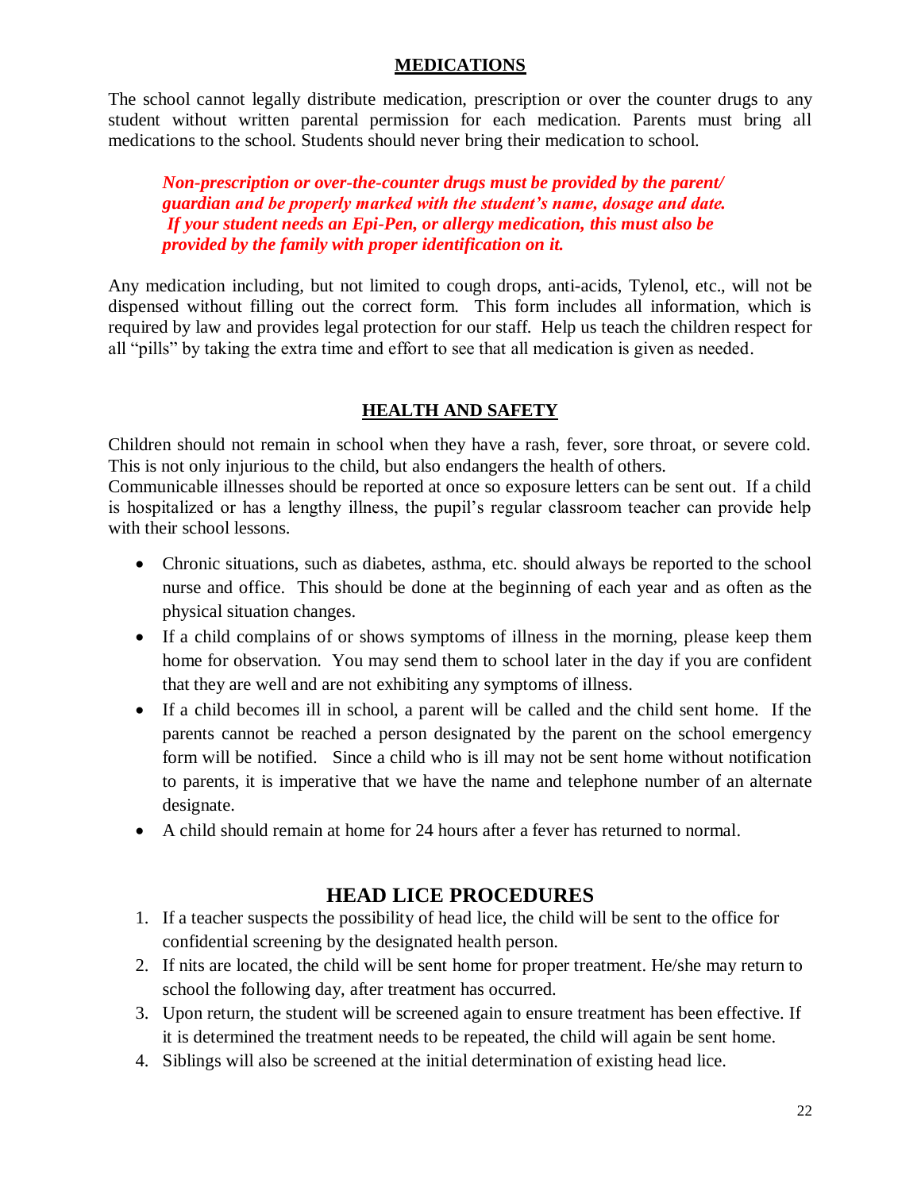## MEDICATIONS

The school cannot legally distribute medication, prescription or over the counter drugs to any student without written parental permission for each medication. Parents must bring all medications to the school. Students should never bring their medication to school.

> ***Non-prescription or over-the-counter drugs must be provided by the parent/ guardian and be properly marked with the student's name, dosage and date. If your student needs an Epi-Pen, or allergy medication, this must also be provided by the family with proper identification on it.***

Any medication including, but not limited to cough drops, anti-acids, Tylenol, etc., will not be dispensed without filling out the correct form. This form includes all information, which is required by law and provides legal protection for our staff. Help us teach the children respect for all "pills" by taking the extra time and effort to see that all medication is given as needed.

## HEALTH AND SAFETY

Children should not remain in school when they have a rash, fever, sore throat, or severe cold. This is not only injurious to the child, but also endangers the health of others.
Communicable illnesses should be reported at once so exposure letters can be sent out. If a child is hospitalized or has a lengthy illness, the pupil's regular classroom teacher can provide help with their school lessons.

- Chronic situations, such as diabetes, asthma, etc. should always be reported to the school nurse and office. This should be done at the beginning of each year and as often as the physical situation changes.
- If a child complains of or shows symptoms of illness in the morning, please keep them home for observation. You may send them to school later in the day if you are confident that they are well and are not exhibiting any symptoms of illness.
- If a child becomes ill in school, a parent will be called and the child sent home. If the parents cannot be reached a person designated by the parent on the school emergency form will be notified. Since a child who is ill may not be sent home without notification to parents, it is imperative that we have the name and telephone number of an alternate designate.
- A child should remain at home for 24 hours after a fever has returned to normal.

## HEAD LICE PROCEDURES

1. If a teacher suspects the possibility of head lice, the child will be sent to the office for confidential screening by the designated health person.
2. If nits are located, the child will be sent home for proper treatment. He/she may return to school the following day, after treatment has occurred.
3. Upon return, the student will be screened again to ensure treatment has been effective. If it is determined the treatment needs to be repeated, the child will again be sent home.
4. Siblings will also be screened at the initial determination of existing head lice.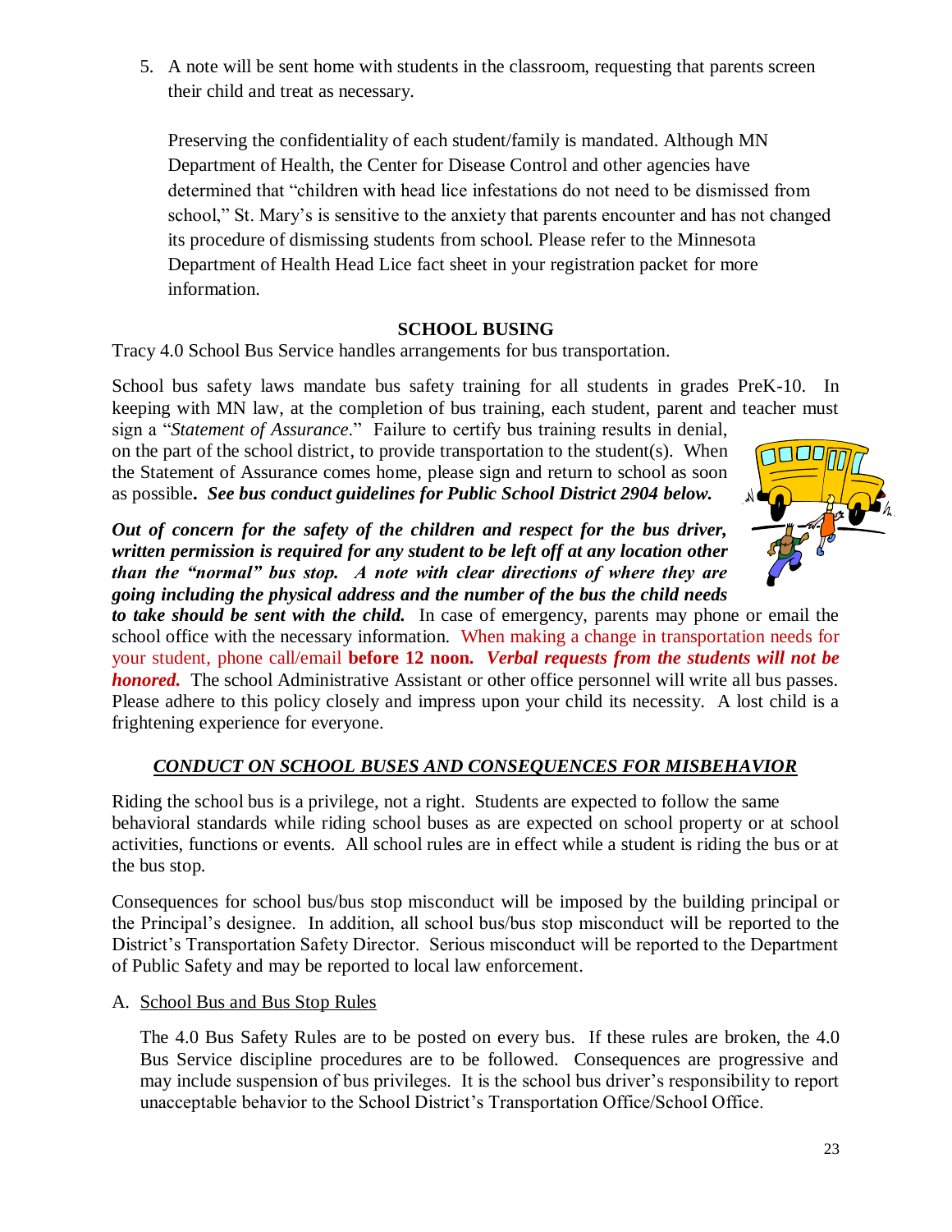5. A note will be sent home with students in the classroom, requesting that parents screen their child and treat as necessary.

   Preserving the confidentiality of each student/family is mandated. Although MN Department of Health, the Center for Disease Control and other agencies have determined that "children with head lice infestations do not need to be dismissed from school," St. Mary's is sensitive to the anxiety that parents encounter and has not changed its procedure of dismissing students from school. Please refer to the Minnesota Department of Health Head Lice fact sheet in your registration packet for more information.

## SCHOOL BUSING

Tracy 4.0 School Bus Service handles arrangements for bus transportation.

School bus safety laws mandate bus safety training for all students in grades PreK-10. In keeping with MN law, at the completion of bus training, each student, parent and teacher must sign a "*Statement of Assurance*." Failure to certify bus training results in denial, on the part of the school district, to provide transportation to the student(s). When the Statement of Assurance comes home, please sign and return to school as soon as possible**.** ***See bus conduct guidelines for Public School District 2904 below.***

***Out of concern for the safety of the children and respect for the bus driver, written permission is required for any student to be left off at any location other than the "normal" bus stop. A note with clear directions of where they are going including the physical address and the number of the bus the child needs to take should be sent with the child.*** In case of emergency, parents may phone or email the school office with the necessary information. When making a change in transportation needs for your student, phone call/email **before 12 noon.** ***Verbal requests from the students will not be honored.*** The school Administrative Assistant or other office personnel will write all bus passes. Please adhere to this policy closely and impress upon your child its necessity. A lost child is a frightening experience for everyone.

### *CONDUCT ON SCHOOL BUSES AND CONSEQUENCES FOR MISBEHAVIOR*

Riding the school bus is a privilege, not a right. Students are expected to follow the same behavioral standards while riding school buses as are expected on school property or at school activities, functions or events. All school rules are in effect while a student is riding the bus or at the bus stop.

Consequences for school bus/bus stop misconduct will be imposed by the building principal or the Principal's designee. In addition, all school bus/bus stop misconduct will be reported to the District's Transportation Safety Director. Serious misconduct will be reported to the Department of Public Safety and may be reported to local law enforcement.

A. School Bus and Bus Stop Rules

   The 4.0 Bus Safety Rules are to be posted on every bus. If these rules are broken, the 4.0 Bus Service discipline procedures are to be followed. Consequences are progressive and may include suspension of bus privileges. It is the school bus driver's responsibility to report unacceptable behavior to the School District's Transportation Office/School Office.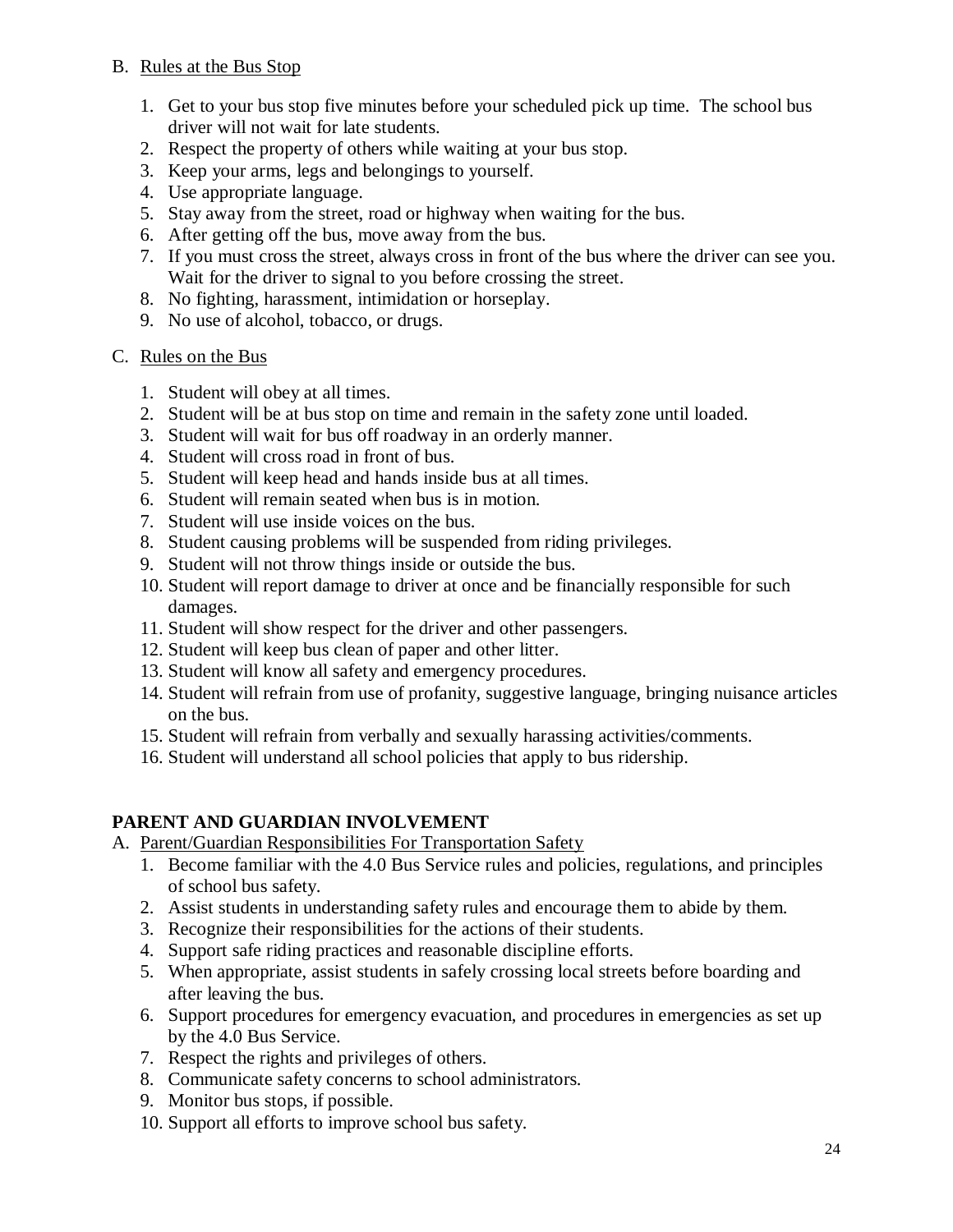B. Rules at the Bus Stop

1. Get to your bus stop five minutes before your scheduled pick up time. The school bus driver will not wait for late students.
2. Respect the property of others while waiting at your bus stop.
3. Keep your arms, legs and belongings to yourself.
4. Use appropriate language.
5. Stay away from the street, road or highway when waiting for the bus.
6. After getting off the bus, move away from the bus.
7. If you must cross the street, always cross in front of the bus where the driver can see you. Wait for the driver to signal to you before crossing the street.
8. No fighting, harassment, intimidation or horseplay.
9. No use of alcohol, tobacco, or drugs.

C. Rules on the Bus

1. Student will obey at all times.
2. Student will be at bus stop on time and remain in the safety zone until loaded.
3. Student will wait for bus off roadway in an orderly manner.
4. Student will cross road in front of bus.
5. Student will keep head and hands inside bus at all times.
6. Student will remain seated when bus is in motion.
7. Student will use inside voices on the bus.
8. Student causing problems will be suspended from riding privileges.
9. Student will not throw things inside or outside the bus.
10. Student will report damage to driver at once and be financially responsible for such damages.
11. Student will show respect for the driver and other passengers.
12. Student will keep bus clean of paper and other litter.
13. Student will know all safety and emergency procedures.
14. Student will refrain from use of profanity, suggestive language, bringing nuisance articles on the bus.
15. Student will refrain from verbally and sexually harassing activities/comments.
16. Student will understand all school policies that apply to bus ridership.

## PARENT AND GUARDIAN INVOLVEMENT

A. Parent/Guardian Responsibilities For Transportation Safety

1. Become familiar with the 4.0 Bus Service rules and policies, regulations, and principles of school bus safety.
2. Assist students in understanding safety rules and encourage them to abide by them.
3. Recognize their responsibilities for the actions of their students.
4. Support safe riding practices and reasonable discipline efforts.
5. When appropriate, assist students in safely crossing local streets before boarding and after leaving the bus.
6. Support procedures for emergency evacuation, and procedures in emergencies as set up by the 4.0 Bus Service.
7. Respect the rights and privileges of others.
8. Communicate safety concerns to school administrators.
9. Monitor bus stops, if possible.
10. Support all efforts to improve school bus safety.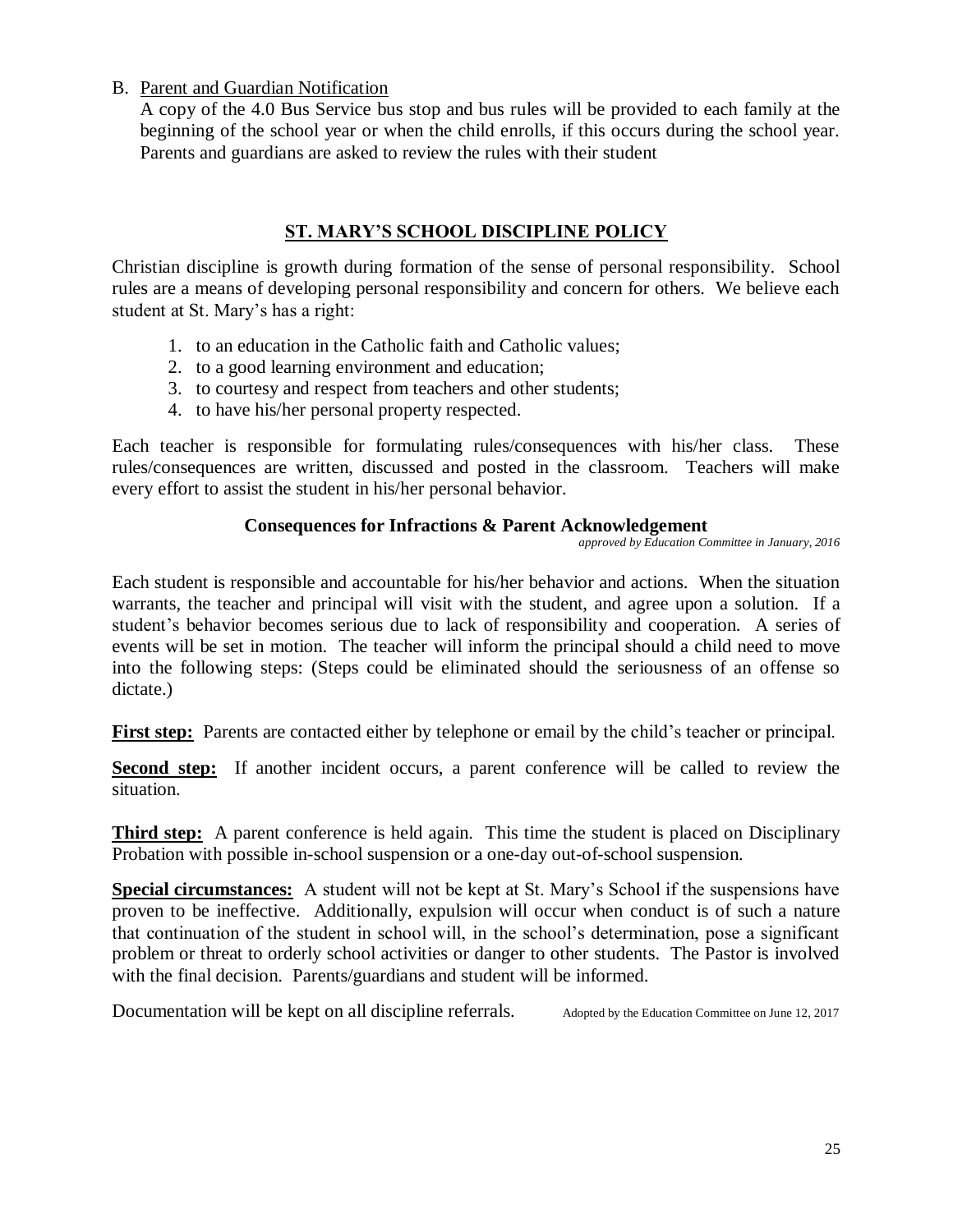B. Parent and Guardian Notification

A copy of the 4.0 Bus Service bus stop and bus rules will be provided to each family at the beginning of the school year or when the child enrolls, if this occurs during the school year. Parents and guardians are asked to review the rules with their student

## ST. MARY'S SCHOOL DISCIPLINE POLICY

Christian discipline is growth during formation of the sense of personal responsibility. School rules are a means of developing personal responsibility and concern for others. We believe each student at St. Mary's has a right:

1. to an education in the Catholic faith and Catholic values;
2. to a good learning environment and education;
3. to courtesy and respect from teachers and other students;
4. to have his/her personal property respected.

Each teacher is responsible for formulating rules/consequences with his/her class. These rules/consequences are written, discussed and posted in the classroom. Teachers will make every effort to assist the student in his/her personal behavior.

### Consequences for Infractions & Parent Acknowledgement

*approved by Education Committee in January, 2016*

Each student is responsible and accountable for his/her behavior and actions. When the situation warrants, the teacher and principal will visit with the student, and agree upon a solution. If a student's behavior becomes serious due to lack of responsibility and cooperation. A series of events will be set in motion. The teacher will inform the principal should a child need to move into the following steps: (Steps could be eliminated should the seriousness of an offense so dictate.)

**First step:** Parents are contacted either by telephone or email by the child's teacher or principal.

**Second step:** If another incident occurs, a parent conference will be called to review the situation.

**Third step:** A parent conference is held again. This time the student is placed on Disciplinary Probation with possible in-school suspension or a one-day out-of-school suspension.

**Special circumstances:** A student will not be kept at St. Mary's School if the suspensions have proven to be ineffective. Additionally, expulsion will occur when conduct is of such a nature that continuation of the student in school will, in the school's determination, pose a significant problem or threat to orderly school activities or danger to other students. The Pastor is involved with the final decision. Parents/guardians and student will be informed.

Documentation will be kept on all discipline referrals. Adopted by the Education Committee on June 12, 2017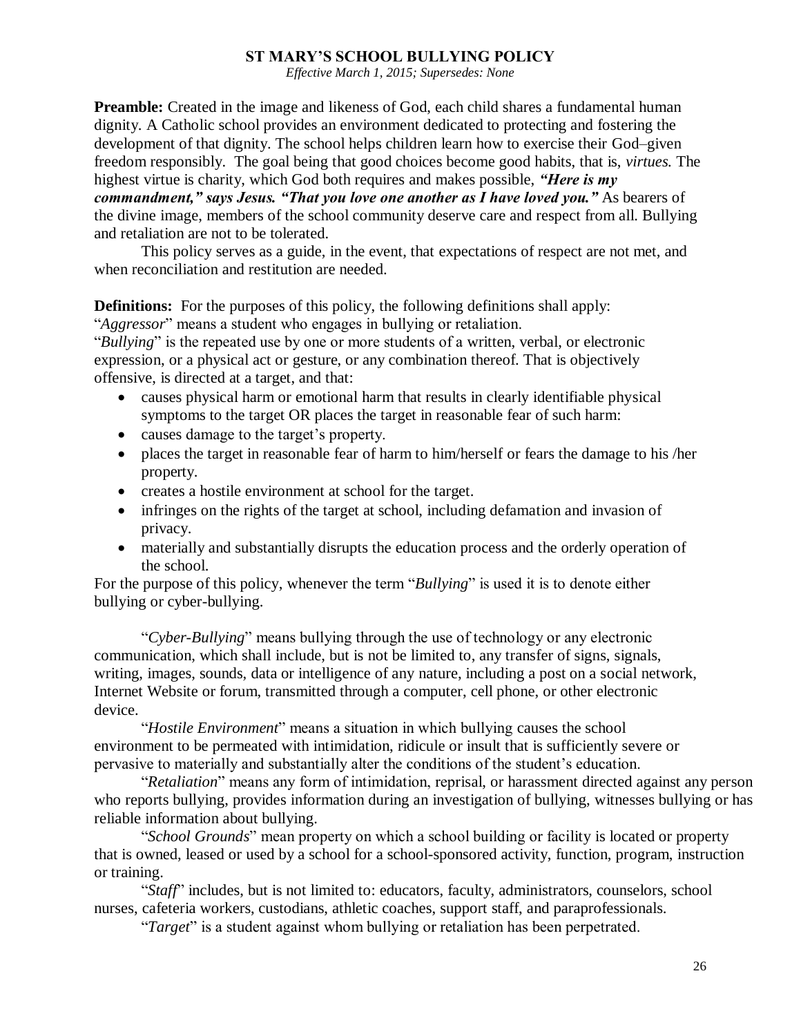# ST MARY'S SCHOOL BULLYING POLICY

*Effective March 1, 2015; Supersedes: None*

**Preamble:** Created in the image and likeness of God, each child shares a fundamental human dignity. A Catholic school provides an environment dedicated to protecting and fostering the development of that dignity. The school helps children learn how to exercise their God–given freedom responsibly. The goal being that good choices become good habits, that is, *virtues.* The highest virtue is charity, which God both requires and makes possible, ***"Here is my commandment," says Jesus. "That you love one another as I have loved you."*** As bearers of the divine image, members of the school community deserve care and respect from all. Bullying and retaliation are not to be tolerated.

This policy serves as a guide, in the event, that expectations of respect are not met, and when reconciliation and restitution are needed.

**Definitions:** For the purposes of this policy, the following definitions shall apply:

"*Aggressor*" means a student who engages in bullying or retaliation.

"*Bullying*" is the repeated use by one or more students of a written, verbal, or electronic expression, or a physical act or gesture, or any combination thereof. That is objectively offensive, is directed at a target, and that:

- causes physical harm or emotional harm that results in clearly identifiable physical symptoms to the target OR places the target in reasonable fear of such harm:
- causes damage to the target's property.
- places the target in reasonable fear of harm to him/herself or fears the damage to his /her property.
- creates a hostile environment at school for the target.
- infringes on the rights of the target at school, including defamation and invasion of privacy.
- materially and substantially disrupts the education process and the orderly operation of the school.

For the purpose of this policy, whenever the term "*Bullying*" is used it is to denote either bullying or cyber-bullying.

"*Cyber-Bullying*" means bullying through the use of technology or any electronic communication, which shall include, but is not be limited to, any transfer of signs, signals, writing, images, sounds, data or intelligence of any nature, including a post on a social network, Internet Website or forum, transmitted through a computer, cell phone, or other electronic device.

"*Hostile Environment*" means a situation in which bullying causes the school environment to be permeated with intimidation, ridicule or insult that is sufficiently severe or pervasive to materially and substantially alter the conditions of the student's education.

"*Retaliation*" means any form of intimidation, reprisal, or harassment directed against any person who reports bullying, provides information during an investigation of bullying, witnesses bullying or has reliable information about bullying.

"*School Grounds*" mean property on which a school building or facility is located or property that is owned, leased or used by a school for a school-sponsored activity, function, program, instruction or training.

"*Staff*" includes, but is not limited to: educators, faculty, administrators, counselors, school nurses, cafeteria workers, custodians, athletic coaches, support staff, and paraprofessionals.

"*Target*" is a student against whom bullying or retaliation has been perpetrated.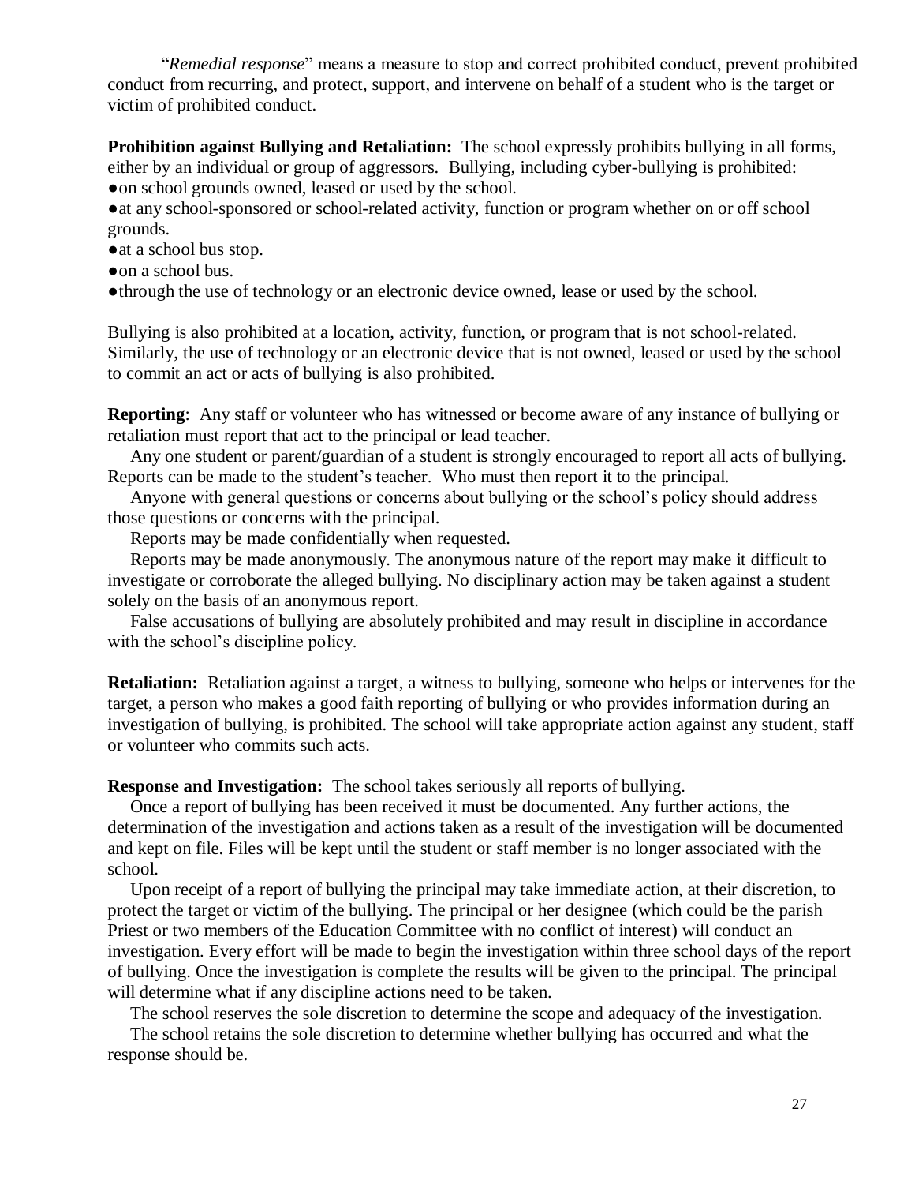"*Remedial response*" means a measure to stop and correct prohibited conduct, prevent prohibited conduct from recurring, and protect, support, and intervene on behalf of a student who is the target or victim of prohibited conduct.

**Prohibition against Bullying and Retaliation:** The school expressly prohibits bullying in all forms, either by an individual or group of aggressors. Bullying, including cyber-bullying is prohibited:

- on school grounds owned, leased or used by the school.
- at any school-sponsored or school-related activity, function or program whether on or off school grounds.
- at a school bus stop.
- on a school bus.
- through the use of technology or an electronic device owned, lease or used by the school.

Bullying is also prohibited at a location, activity, function, or program that is not school-related. Similarly, the use of technology or an electronic device that is not owned, leased or used by the school to commit an act or acts of bullying is also prohibited.

**Reporting**: Any staff or volunteer who has witnessed or become aware of any instance of bullying or retaliation must report that act to the principal or lead teacher.

Any one student or parent/guardian of a student is strongly encouraged to report all acts of bullying. Reports can be made to the student's teacher. Who must then report it to the principal.

Anyone with general questions or concerns about bullying or the school's policy should address those questions or concerns with the principal.

Reports may be made confidentially when requested.

Reports may be made anonymously. The anonymous nature of the report may make it difficult to investigate or corroborate the alleged bullying. No disciplinary action may be taken against a student solely on the basis of an anonymous report.

False accusations of bullying are absolutely prohibited and may result in discipline in accordance with the school's discipline policy.

**Retaliation:** Retaliation against a target, a witness to bullying, someone who helps or intervenes for the target, a person who makes a good faith reporting of bullying or who provides information during an investigation of bullying, is prohibited. The school will take appropriate action against any student, staff or volunteer who commits such acts.

**Response and Investigation:** The school takes seriously all reports of bullying.

Once a report of bullying has been received it must be documented. Any further actions, the determination of the investigation and actions taken as a result of the investigation will be documented and kept on file. Files will be kept until the student or staff member is no longer associated with the school.

Upon receipt of a report of bullying the principal may take immediate action, at their discretion, to protect the target or victim of the bullying. The principal or her designee (which could be the parish Priest or two members of the Education Committee with no conflict of interest) will conduct an investigation. Every effort will be made to begin the investigation within three school days of the report of bullying. Once the investigation is complete the results will be given to the principal. The principal will determine what if any discipline actions need to be taken.

The school reserves the sole discretion to determine the scope and adequacy of the investigation.

The school retains the sole discretion to determine whether bullying has occurred and what the response should be.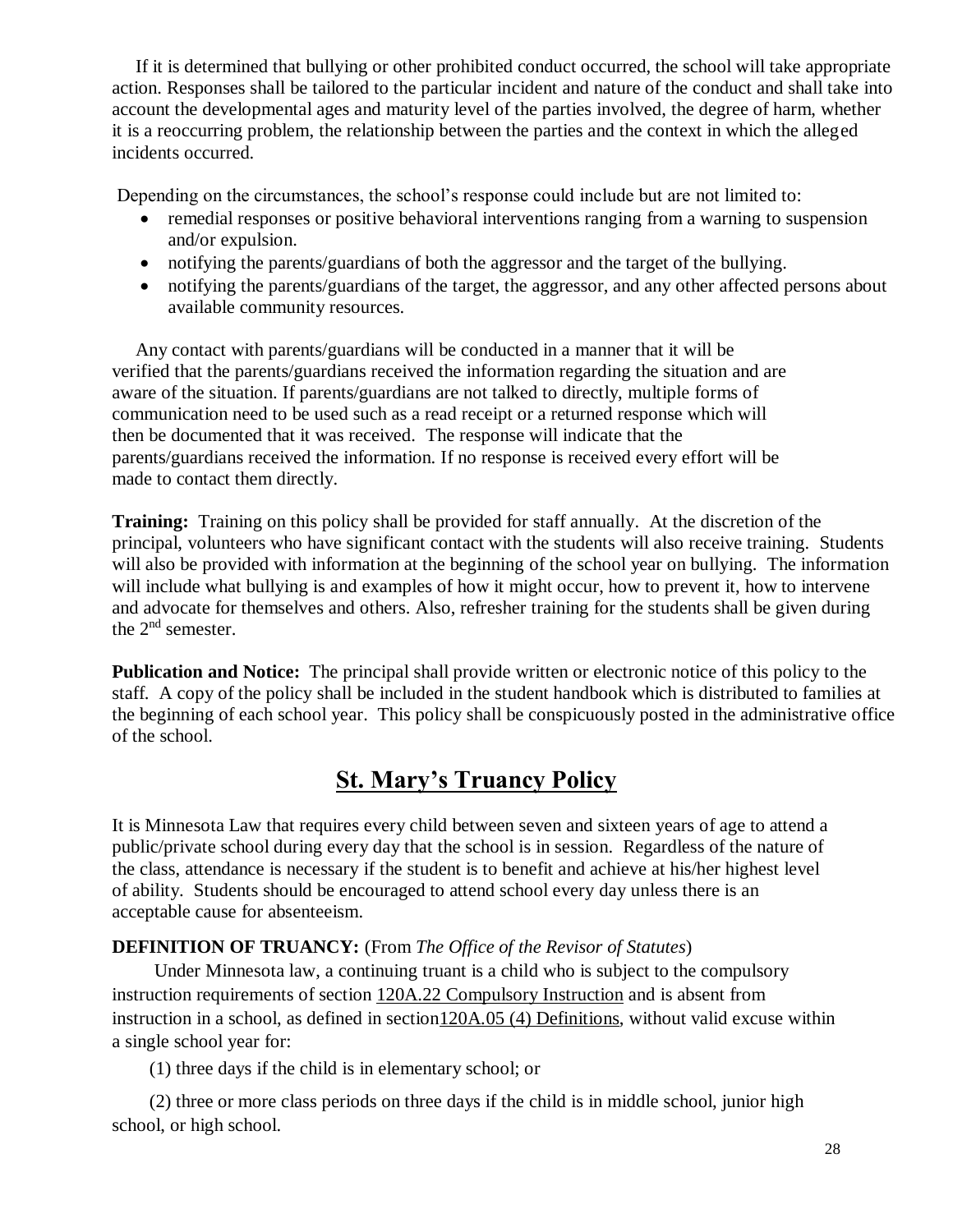If it is determined that bullying or other prohibited conduct occurred, the school will take appropriate action. Responses shall be tailored to the particular incident and nature of the conduct and shall take into account the developmental ages and maturity level of the parties involved, the degree of harm, whether it is a reoccurring problem, the relationship between the parties and the context in which the alleged incidents occurred.

Depending on the circumstances, the school's response could include but are not limited to:

- remedial responses or positive behavioral interventions ranging from a warning to suspension and/or expulsion.
- notifying the parents/guardians of both the aggressor and the target of the bullying.
- notifying the parents/guardians of the target, the aggressor, and any other affected persons about available community resources.

Any contact with parents/guardians will be conducted in a manner that it will be verified that the parents/guardians received the information regarding the situation and are aware of the situation. If parents/guardians are not talked to directly, multiple forms of communication need to be used such as a read receipt or a returned response which will then be documented that it was received. The response will indicate that the parents/guardians received the information. If no response is received every effort will be made to contact them directly.

**Training:** Training on this policy shall be provided for staff annually. At the discretion of the principal, volunteers who have significant contact with the students will also receive training. Students will also be provided with information at the beginning of the school year on bullying. The information will include what bullying is and examples of how it might occur, how to prevent it, how to intervene and advocate for themselves and others. Also, refresher training for the students shall be given during the 2nd semester.

**Publication and Notice:** The principal shall provide written or electronic notice of this policy to the staff. A copy of the policy shall be included in the student handbook which is distributed to families at the beginning of each school year. This policy shall be conspicuously posted in the administrative office of the school.

## St. Mary's Truancy Policy

It is Minnesota Law that requires every child between seven and sixteen years of age to attend a public/private school during every day that the school is in session. Regardless of the nature of the class, attendance is necessary if the student is to benefit and achieve at his/her highest level of ability. Students should be encouraged to attend school every day unless there is an acceptable cause for absenteeism.

**DEFINITION OF TRUANCY:** (From *The Office of the Revisor of Statutes*)

Under Minnesota law, a continuing truant is a child who is subject to the compulsory instruction requirements of section 120A.22 Compulsory Instruction and is absent from instruction in a school, as defined in section120A.05 (4) Definitions, without valid excuse within a single school year for:

(1) three days if the child is in elementary school; or

(2) three or more class periods on three days if the child is in middle school, junior high school, or high school.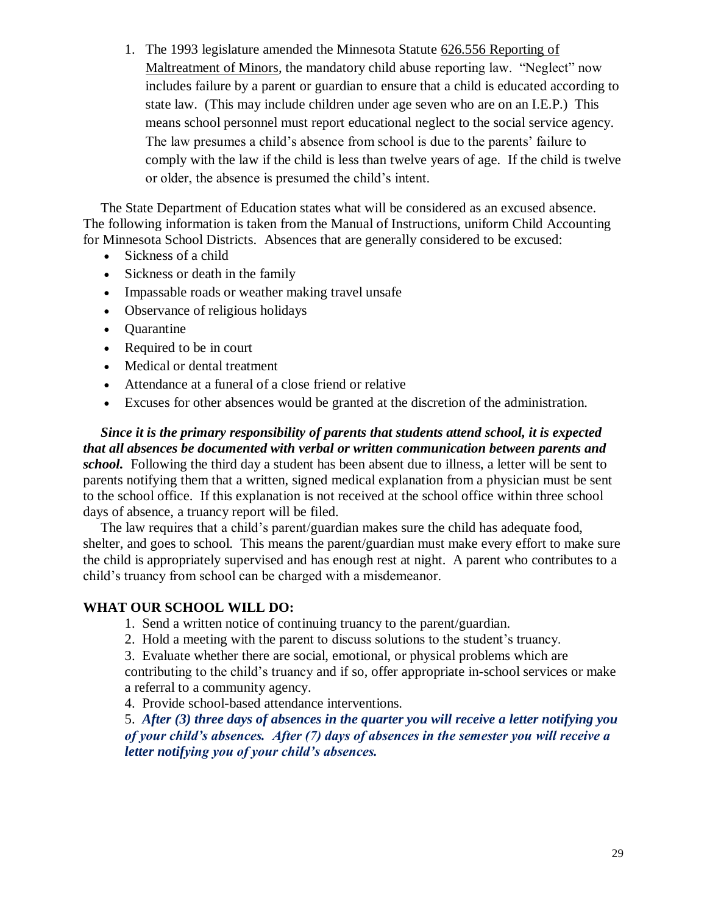1. The 1993 legislature amended the Minnesota Statute 626.556 Reporting of Maltreatment of Minors, the mandatory child abuse reporting law. "Neglect" now includes failure by a parent or guardian to ensure that a child is educated according to state law. (This may include children under age seven who are on an I.E.P.) This means school personnel must report educational neglect to the social service agency. The law presumes a child's absence from school is due to the parents' failure to comply with the law if the child is less than twelve years of age. If the child is twelve or older, the absence is presumed the child's intent.

The State Department of Education states what will be considered as an excused absence. The following information is taken from the Manual of Instructions, uniform Child Accounting for Minnesota School Districts. Absences that are generally considered to be excused:

- Sickness of a child
- Sickness or death in the family
- Impassable roads or weather making travel unsafe
- Observance of religious holidays
- Quarantine
- Required to be in court
- Medical or dental treatment
- Attendance at a funeral of a close friend or relative
- Excuses for other absences would be granted at the discretion of the administration.

***Since it is the primary responsibility of parents that students attend school, it is expected that all absences be documented with verbal or written communication between parents and school.*** Following the third day a student has been absent due to illness, a letter will be sent to parents notifying them that a written, signed medical explanation from a physician must be sent to the school office. If this explanation is not received at the school office within three school days of absence, a truancy report will be filed.

The law requires that a child's parent/guardian makes sure the child has adequate food, shelter, and goes to school. This means the parent/guardian must make every effort to make sure the child is appropriately supervised and has enough rest at night. A parent who contributes to a child's truancy from school can be charged with a misdemeanor.

**WHAT OUR SCHOOL WILL DO:**

1. Send a written notice of continuing truancy to the parent/guardian.
2. Hold a meeting with the parent to discuss solutions to the student's truancy.
3. Evaluate whether there are social, emotional, or physical problems which are contributing to the child's truancy and if so, offer appropriate in-school services or make a referral to a community agency.
4. Provide school-based attendance interventions.
5. ***After (3) three days of absences in the quarter you will receive a letter notifying you of your child's absences. After (7) days of absences in the semester you will receive a letter notifying you of your child's absences.***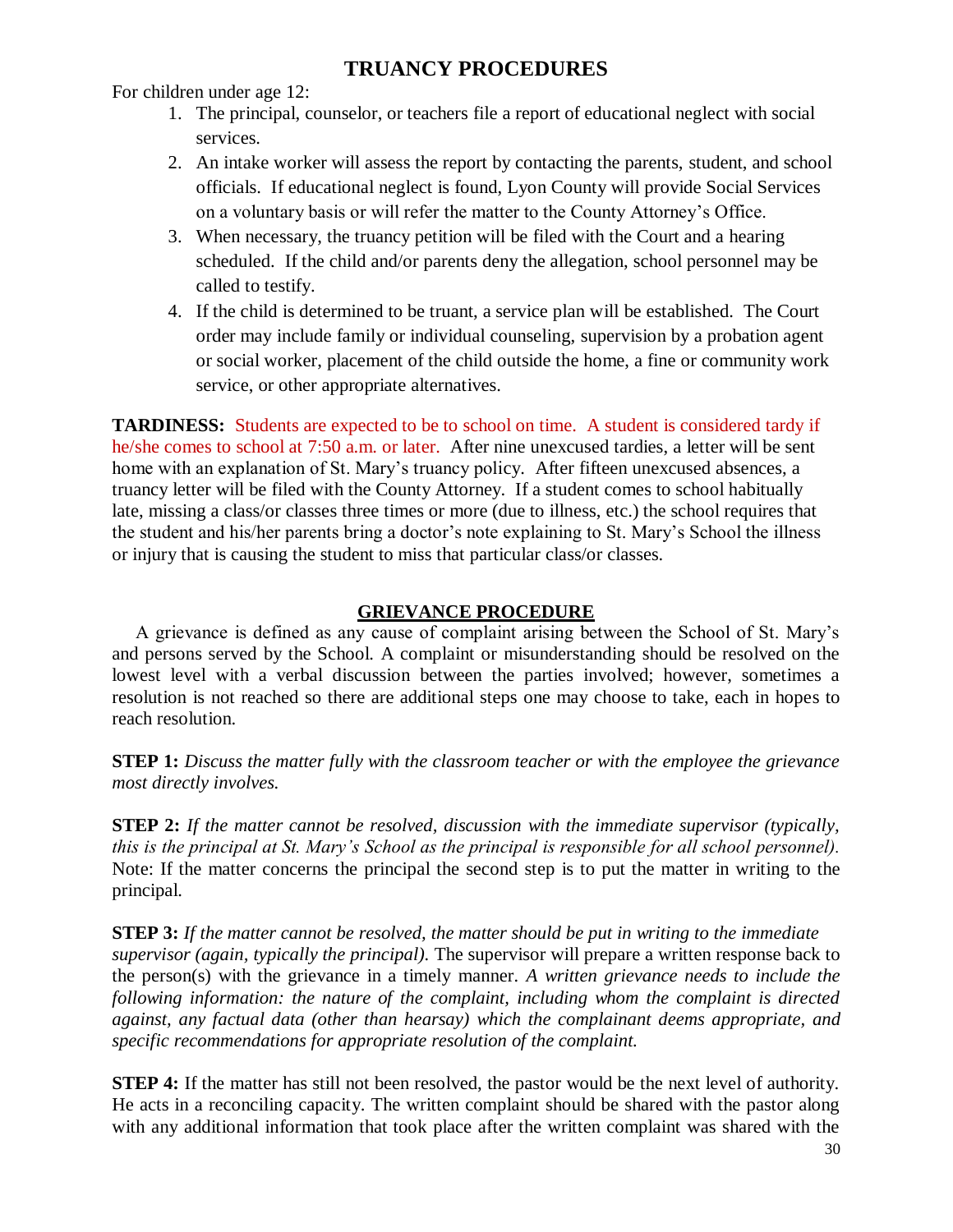# TRUANCY PROCEDURES

For children under age 12:

1. The principal, counselor, or teachers file a report of educational neglect with social services.
2. An intake worker will assess the report by contacting the parents, student, and school officials. If educational neglect is found, Lyon County will provide Social Services on a voluntary basis or will refer the matter to the County Attorney's Office.
3. When necessary, the truancy petition will be filed with the Court and a hearing scheduled. If the child and/or parents deny the allegation, school personnel may be called to testify.
4. If the child is determined to be truant, a service plan will be established. The Court order may include family or individual counseling, supervision by a probation agent or social worker, placement of the child outside the home, a fine or community work service, or other appropriate alternatives.

**TARDINESS:** Students are expected to be to school on time. A student is considered tardy if he/she comes to school at 7:50 a.m. or later. After nine unexcused tardies, a letter will be sent home with an explanation of St. Mary's truancy policy. After fifteen unexcused absences, a truancy letter will be filed with the County Attorney. If a student comes to school habitually late, missing a class/or classes three times or more (due to illness, etc.) the school requires that the student and his/her parents bring a doctor's note explaining to St. Mary's School the illness or injury that is causing the student to miss that particular class/or classes.

## GRIEVANCE PROCEDURE

A grievance is defined as any cause of complaint arising between the School of St. Mary's and persons served by the School. A complaint or misunderstanding should be resolved on the lowest level with a verbal discussion between the parties involved; however, sometimes a resolution is not reached so there are additional steps one may choose to take, each in hopes to reach resolution.

**STEP 1:** *Discuss the matter fully with the classroom teacher or with the employee the grievance most directly involves.*

**STEP 2:** *If the matter cannot be resolved, discussion with the immediate supervisor (typically, this is the principal at St. Mary's School as the principal is responsible for all school personnel).* Note: If the matter concerns the principal the second step is to put the matter in writing to the principal.

**STEP 3:** *If the matter cannot be resolved, the matter should be put in writing to the immediate supervisor (again, typically the principal).* The supervisor will prepare a written response back to the person(s) with the grievance in a timely manner. *A written grievance needs to include the following information: the nature of the complaint, including whom the complaint is directed against, any factual data (other than hearsay) which the complainant deems appropriate, and specific recommendations for appropriate resolution of the complaint.*

**STEP 4:** If the matter has still not been resolved, the pastor would be the next level of authority. He acts in a reconciling capacity. The written complaint should be shared with the pastor along with any additional information that took place after the written complaint was shared with the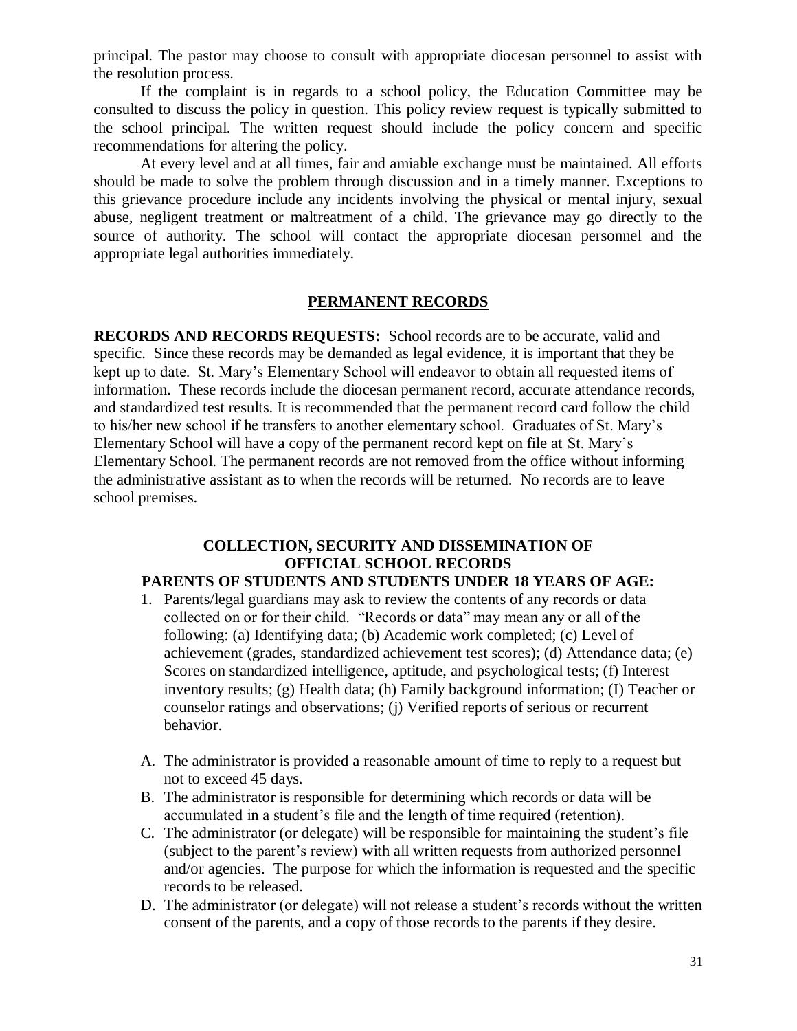principal. The pastor may choose to consult with appropriate diocesan personnel to assist with the resolution process.

If the complaint is in regards to a school policy, the Education Committee may be consulted to discuss the policy in question. This policy review request is typically submitted to the school principal. The written request should include the policy concern and specific recommendations for altering the policy.

At every level and at all times, fair and amiable exchange must be maintained. All efforts should be made to solve the problem through discussion and in a timely manner. Exceptions to this grievance procedure include any incidents involving the physical or mental injury, sexual abuse, negligent treatment or maltreatment of a child. The grievance may go directly to the source of authority. The school will contact the appropriate diocesan personnel and the appropriate legal authorities immediately.

## PERMANENT RECORDS

**RECORDS AND RECORDS REQUESTS:** School records are to be accurate, valid and specific. Since these records may be demanded as legal evidence, it is important that they be kept up to date. St. Mary's Elementary School will endeavor to obtain all requested items of information. These records include the diocesan permanent record, accurate attendance records, and standardized test results. It is recommended that the permanent record card follow the child to his/her new school if he transfers to another elementary school. Graduates of St. Mary's Elementary School will have a copy of the permanent record kept on file at St. Mary's Elementary School. The permanent records are not removed from the office without informing the administrative assistant as to when the records will be returned. No records are to leave school premises.

## COLLECTION, SECURITY AND DISSEMINATION OF OFFICIAL SCHOOL RECORDS

**PARENTS OF STUDENTS AND STUDENTS UNDER 18 YEARS OF AGE:**

1. Parents/legal guardians may ask to review the contents of any records or data collected on or for their child. "Records or data" may mean any or all of the following: (a) Identifying data; (b) Academic work completed; (c) Level of achievement (grades, standardized achievement test scores); (d) Attendance data; (e) Scores on standardized intelligence, aptitude, and psychological tests; (f) Interest inventory results; (g) Health data; (h) Family background information; (I) Teacher or counselor ratings and observations; (j) Verified reports of serious or recurrent behavior.

A. The administrator is provided a reasonable amount of time to reply to a request but not to exceed 45 days.
B. The administrator is responsible for determining which records or data will be accumulated in a student's file and the length of time required (retention).
C. The administrator (or delegate) will be responsible for maintaining the student's file (subject to the parent's review) with all written requests from authorized personnel and/or agencies. The purpose for which the information is requested and the specific records to be released.
D. The administrator (or delegate) will not release a student's records without the written consent of the parents, and a copy of those records to the parents if they desire.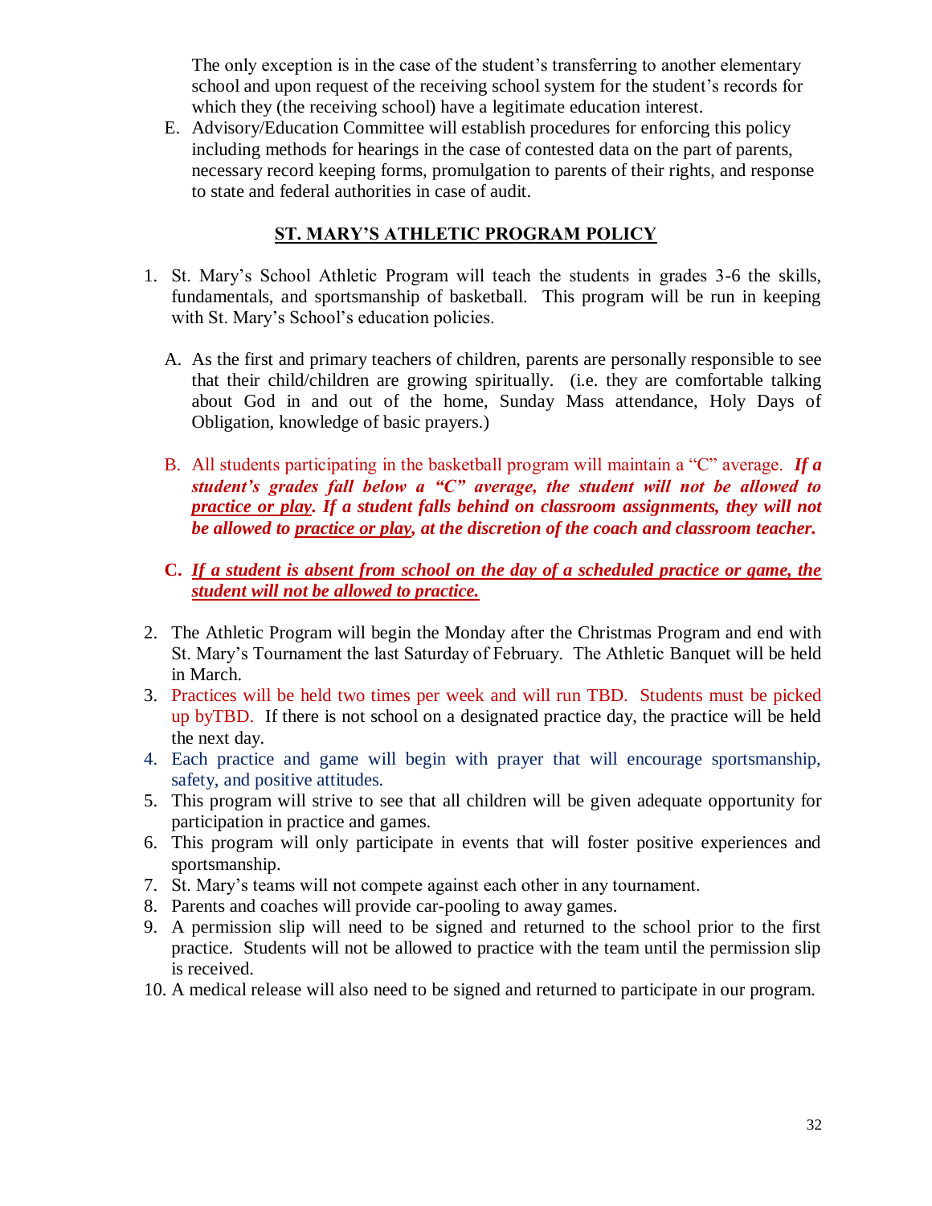The only exception is in the case of the student's transferring to another elementary school and upon request of the receiving school system for the student's records for which they (the receiving school) have a legitimate education interest.

E. Advisory/Education Committee will establish procedures for enforcing this policy including methods for hearings in the case of contested data on the part of parents, necessary record keeping forms, promulgation to parents of their rights, and response to state and federal authorities in case of audit.

## ST. MARY'S ATHLETIC PROGRAM POLICY

1. St. Mary's School Athletic Program will teach the students in grades 3-6 the skills, fundamentals, and sportsmanship of basketball. This program will be run in keeping with St. Mary's School's education policies.

   A. As the first and primary teachers of children, parents are personally responsible to see that their child/children are growing spiritually. (i.e. they are comfortable talking about God in and out of the home, Sunday Mass attendance, Holy Days of Obligation, knowledge of basic prayers.)

   B. All students participating in the basketball program will maintain a "C" average. ***If a student's grades fall below a "C" average, the student will not be allowed to <u>practice or play</u>. If a student falls behind on classroom assignments, they will not be allowed to <u>practice or play</u>, at the discretion of the coach and classroom teacher.***

   C. ***<u>If a student is absent from school on the day of a scheduled practice or game, the student will not be allowed to practice.</u>***

2. The Athletic Program will begin the Monday after the Christmas Program and end with St. Mary's Tournament the last Saturday of February. The Athletic Banquet will be held in March.
3. Practices will be held two times per week and will run TBD. Students must be picked up byTBD. If there is not school on a designated practice day, the practice will be held the next day.
4. Each practice and game will begin with prayer that will encourage sportsmanship, safety, and positive attitudes.
5. This program will strive to see that all children will be given adequate opportunity for participation in practice and games.
6. This program will only participate in events that will foster positive experiences and sportsmanship.
7. St. Mary's teams will not compete against each other in any tournament.
8. Parents and coaches will provide car-pooling to away games.
9. A permission slip will need to be signed and returned to the school prior to the first practice. Students will not be allowed to practice with the team until the permission slip is received.
10. A medical release will also need to be signed and returned to participate in our program.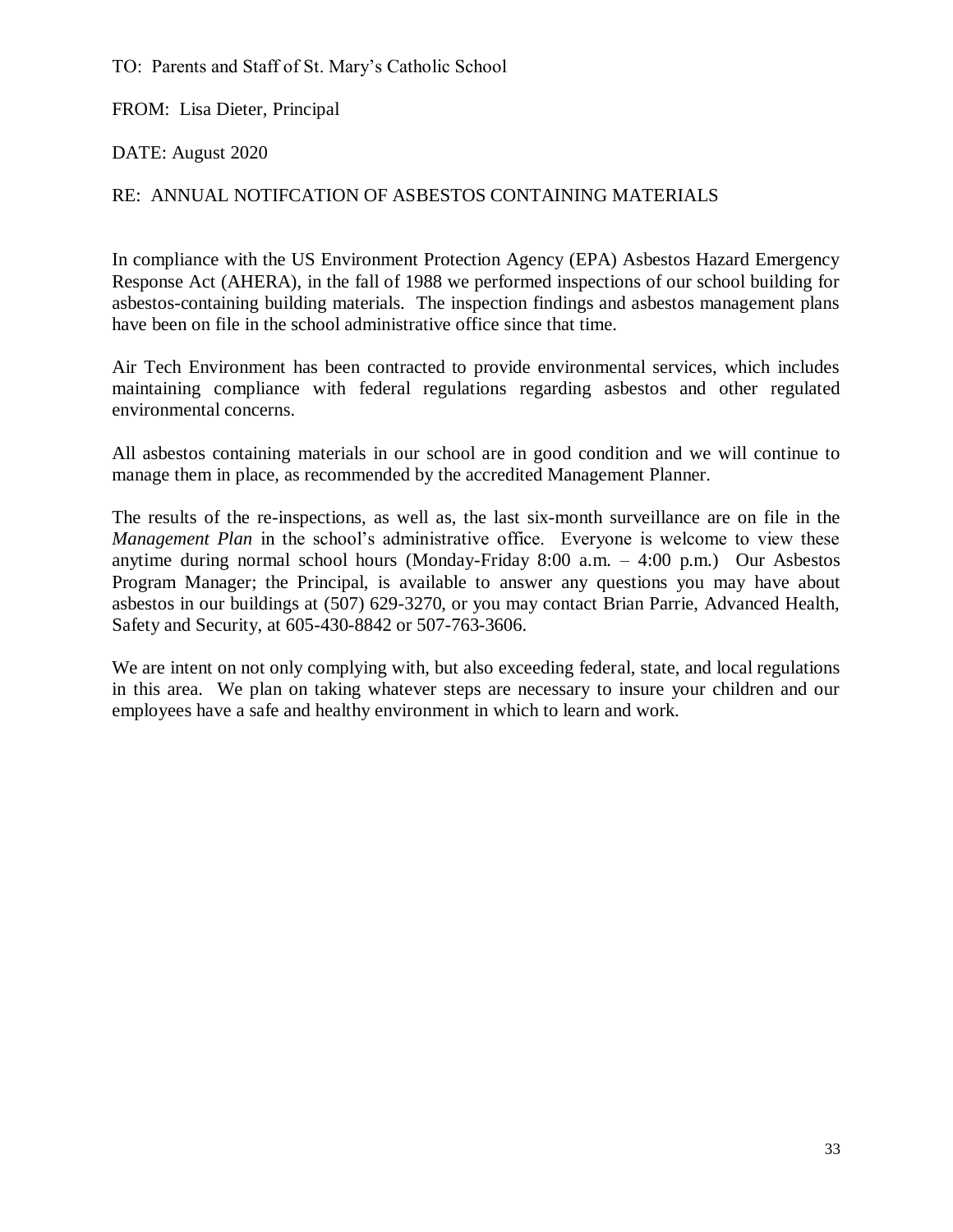TO: Parents and Staff of St. Mary's Catholic School

FROM: Lisa Dieter, Principal

DATE: August 2020

RE: ANNUAL NOTIFCATION OF ASBESTOS CONTAINING MATERIALS

In compliance with the US Environment Protection Agency (EPA) Asbestos Hazard Emergency Response Act (AHERA), in the fall of 1988 we performed inspections of our school building for asbestos-containing building materials. The inspection findings and asbestos management plans have been on file in the school administrative office since that time.

Air Tech Environment has been contracted to provide environmental services, which includes maintaining compliance with federal regulations regarding asbestos and other regulated environmental concerns.

All asbestos containing materials in our school are in good condition and we will continue to manage them in place, as recommended by the accredited Management Planner.

The results of the re-inspections, as well as, the last six-month surveillance are on file in the *Management Plan* in the school's administrative office. Everyone is welcome to view these anytime during normal school hours (Monday-Friday 8:00 a.m. – 4:00 p.m.) Our Asbestos Program Manager; the Principal, is available to answer any questions you may have about asbestos in our buildings at (507) 629-3270, or you may contact Brian Parrie, Advanced Health, Safety and Security, at 605-430-8842 or 507-763-3606.

We are intent on not only complying with, but also exceeding federal, state, and local regulations in this area. We plan on taking whatever steps are necessary to insure your children and our employees have a safe and healthy environment in which to learn and work.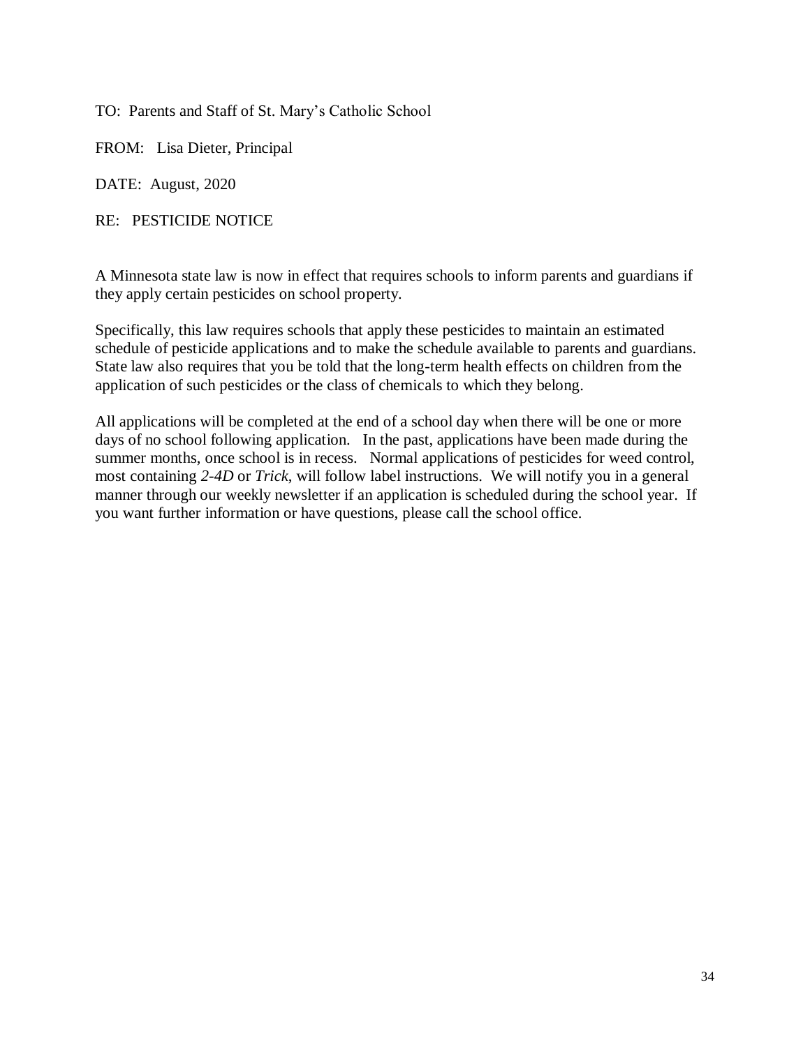TO: Parents and Staff of St. Mary's Catholic School

FROM: Lisa Dieter, Principal

DATE: August, 2020

RE: PESTICIDE NOTICE

A Minnesota state law is now in effect that requires schools to inform parents and guardians if they apply certain pesticides on school property.

Specifically, this law requires schools that apply these pesticides to maintain an estimated schedule of pesticide applications and to make the schedule available to parents and guardians. State law also requires that you be told that the long-term health effects on children from the application of such pesticides or the class of chemicals to which they belong.

All applications will be completed at the end of a school day when there will be one or more days of no school following application. In the past, applications have been made during the summer months, once school is in recess. Normal applications of pesticides for weed control, most containing *2-4D* or *Trick*, will follow label instructions. We will notify you in a general manner through our weekly newsletter if an application is scheduled during the school year. If you want further information or have questions, please call the school office.